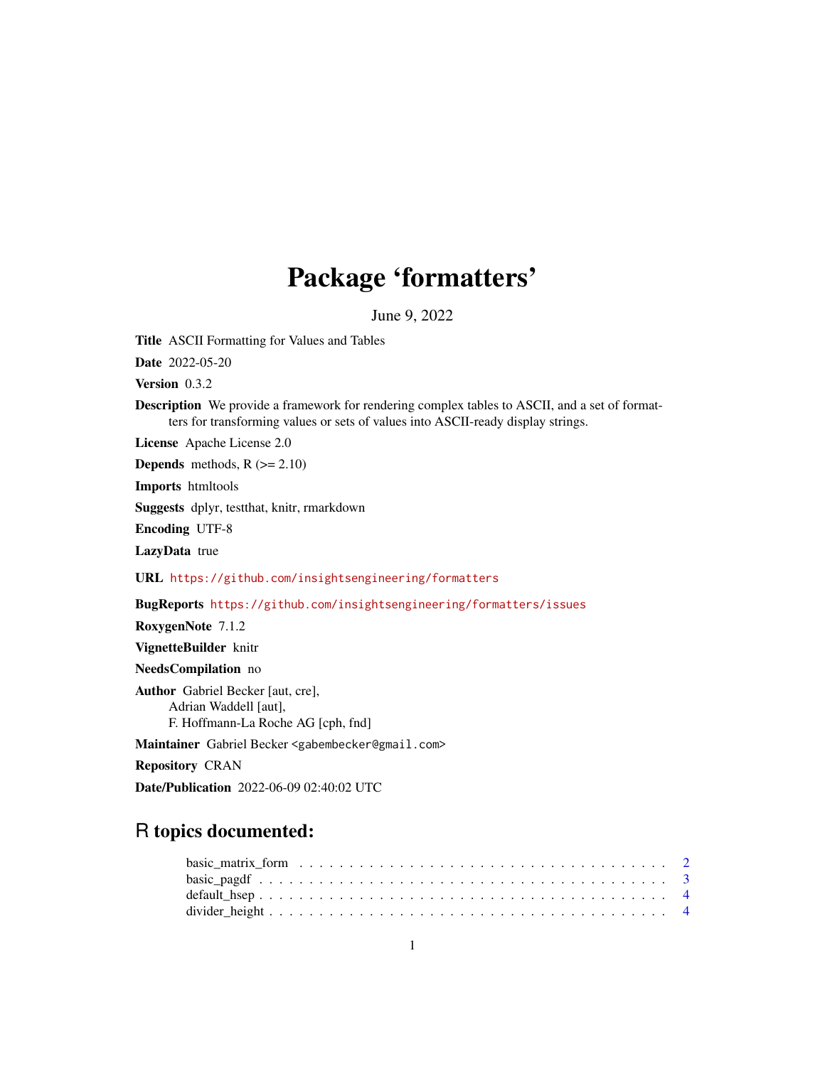# Package 'formatters'

June 9, 2022

**Title** ASCII Formatting for Values and Tables

**Date** 2022-05-20

**Version** 0.3.2

**Description** We provide a framework for rendering complex tables to ASCII, and a set of formatters for transforming values or sets of values into ASCII-ready display strings.

**License** Apache License 2.0

**Depends** methods, R (>= 2.10)

**Imports** htmltools

**Suggests** dplyr, testthat, knitr, rmarkdown

**Encoding** UTF-8

**LazyData** true

**URL** https://github.com/insightsengineering/formatters

**BugReports** https://github.com/insightsengineering/formatters/issues

**RoxygenNote** 7.1.2

**VignetteBuilder** knitr

**NeedsCompilation** no

**Author** Gabriel Becker [aut, cre],
Adrian Waddell [aut],
F. Hoffmann-La Roche AG [cph, fnd]

**Maintainer** Gabriel Becker <gabembecker@gmail.com>

**Repository** CRAN

**Date/Publication** 2022-06-09 02:40:02 UTC

## R topics documented:

basic_matrix_form . . . . . . . . . . . . . . . . . . . . . . . . . . . . . . . . . . . 2
basic_pagdf . . . . . . . . . . . . . . . . . . . . . . . . . . . . . . . . . . . . . . . 3
default_hsep . . . . . . . . . . . . . . . . . . . . . . . . . . . . . . . . . . . . . . 4
divider_height . . . . . . . . . . . . . . . . . . . . . . . . . . . . . . . . . . . . . 4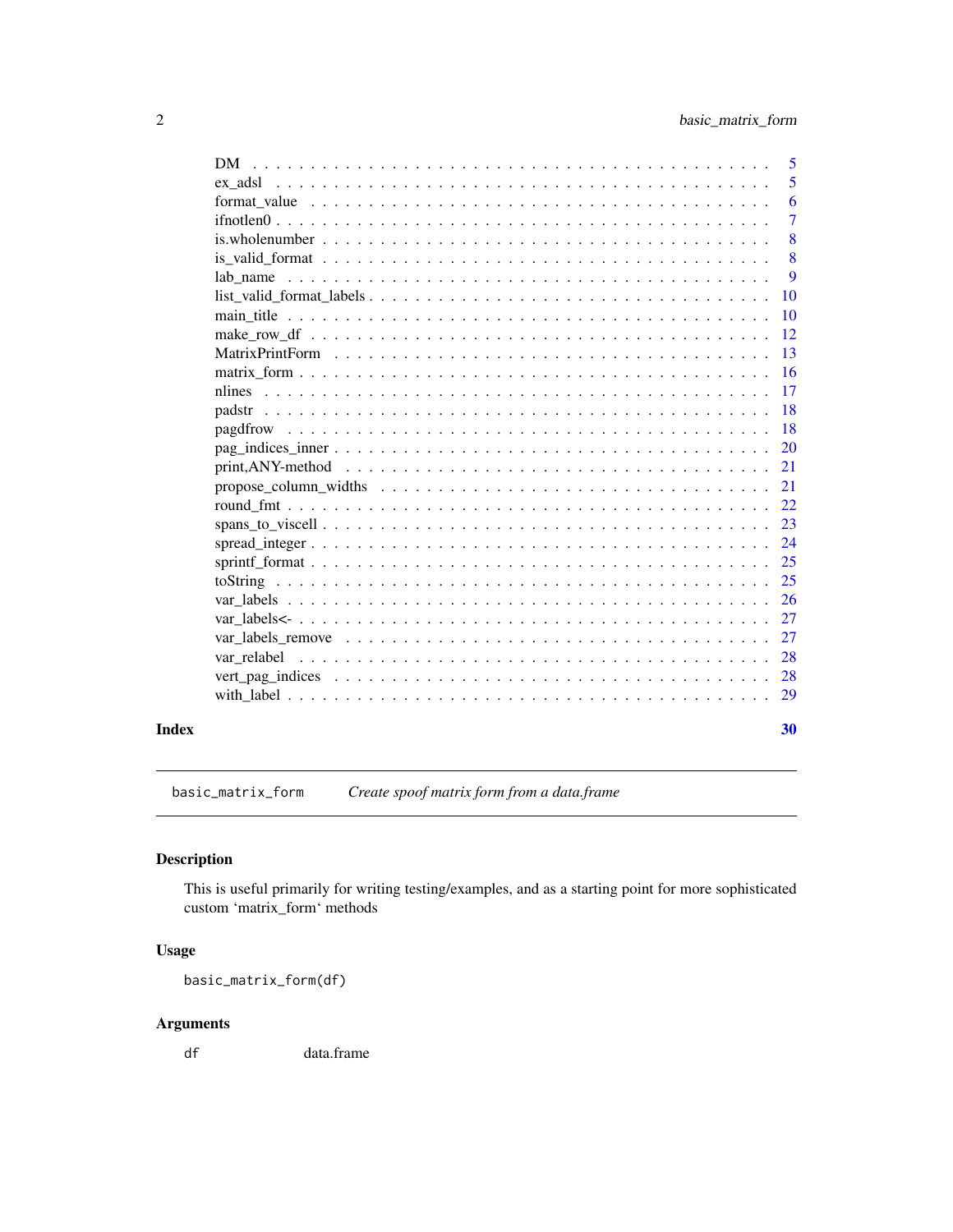DM . . . . . . . . . . . . . . . . . . . . . . . . . . . . . . . . . . . . . . . . . . 5
ex_adsl . . . . . . . . . . . . . . . . . . . . . . . . . . . . . . . . . . . . . . . . 5
format_value . . . . . . . . . . . . . . . . . . . . . . . . . . . . . . . . . . . . . 6
ifnotlen0 . . . . . . . . . . . . . . . . . . . . . . . . . . . . . . . . . . . . . . . 7
is.wholenumber . . . . . . . . . . . . . . . . . . . . . . . . . . . . . . . . . . . . 8
is_valid_format . . . . . . . . . . . . . . . . . . . . . . . . . . . . . . . . . . . . 8
lab_name . . . . . . . . . . . . . . . . . . . . . . . . . . . . . . . . . . . . . . . 9
list_valid_format_labels . . . . . . . . . . . . . . . . . . . . . . . . . . . . . . . . 10
main_title . . . . . . . . . . . . . . . . . . . . . . . . . . . . . . . . . . . . . . 10
make_row_df . . . . . . . . . . . . . . . . . . . . . . . . . . . . . . . . . . . . . 12
MatrixPrintForm . . . . . . . . . . . . . . . . . . . . . . . . . . . . . . . . . . . 13
matrix_form . . . . . . . . . . . . . . . . . . . . . . . . . . . . . . . . . . . . . 16
nlines . . . . . . . . . . . . . . . . . . . . . . . . . . . . . . . . . . . . . . . . 17
padstr . . . . . . . . . . . . . . . . . . . . . . . . . . . . . . . . . . . . . . . . 18
pagdfrow . . . . . . . . . . . . . . . . . . . . . . . . . . . . . . . . . . . . . . . 18
pag_indices_inner . . . . . . . . . . . . . . . . . . . . . . . . . . . . . . . . . . . 20
print,ANY-method . . . . . . . . . . . . . . . . . . . . . . . . . . . . . . . . . . . 21
propose_column_widths . . . . . . . . . . . . . . . . . . . . . . . . . . . . . . . . 21
round_fmt . . . . . . . . . . . . . . . . . . . . . . . . . . . . . . . . . . . . . . 22
spans_to_viscell . . . . . . . . . . . . . . . . . . . . . . . . . . . . . . . . . . . 23
spread_integer . . . . . . . . . . . . . . . . . . . . . . . . . . . . . . . . . . . . 24
sprintf_format . . . . . . . . . . . . . . . . . . . . . . . . . . . . . . . . . . . . 25
toString . . . . . . . . . . . . . . . . . . . . . . . . . . . . . . . . . . . . . . . 25
var_labels . . . . . . . . . . . . . . . . . . . . . . . . . . . . . . . . . . . . . . 26
var_labels<- . . . . . . . . . . . . . . . . . . . . . . . . . . . . . . . . . . . . . 27
var_labels_remove . . . . . . . . . . . . . . . . . . . . . . . . . . . . . . . . . . 27
var_relabel . . . . . . . . . . . . . . . . . . . . . . . . . . . . . . . . . . . . . . 28
vert_pag_indices . . . . . . . . . . . . . . . . . . . . . . . . . . . . . . . . . . . 28
with_label . . . . . . . . . . . . . . . . . . . . . . . . . . . . . . . . . . . . . . 29

**Index** **30**

---

`basic_matrix_form` *Create spoof matrix form from a data.frame*

---

## Description

This is useful primarily for writing testing/examples, and as a starting point for more sophisticated custom ‘matrix_form‘ methods

## Usage

```
basic_matrix_form(df)
```

## Arguments

`df` data.frame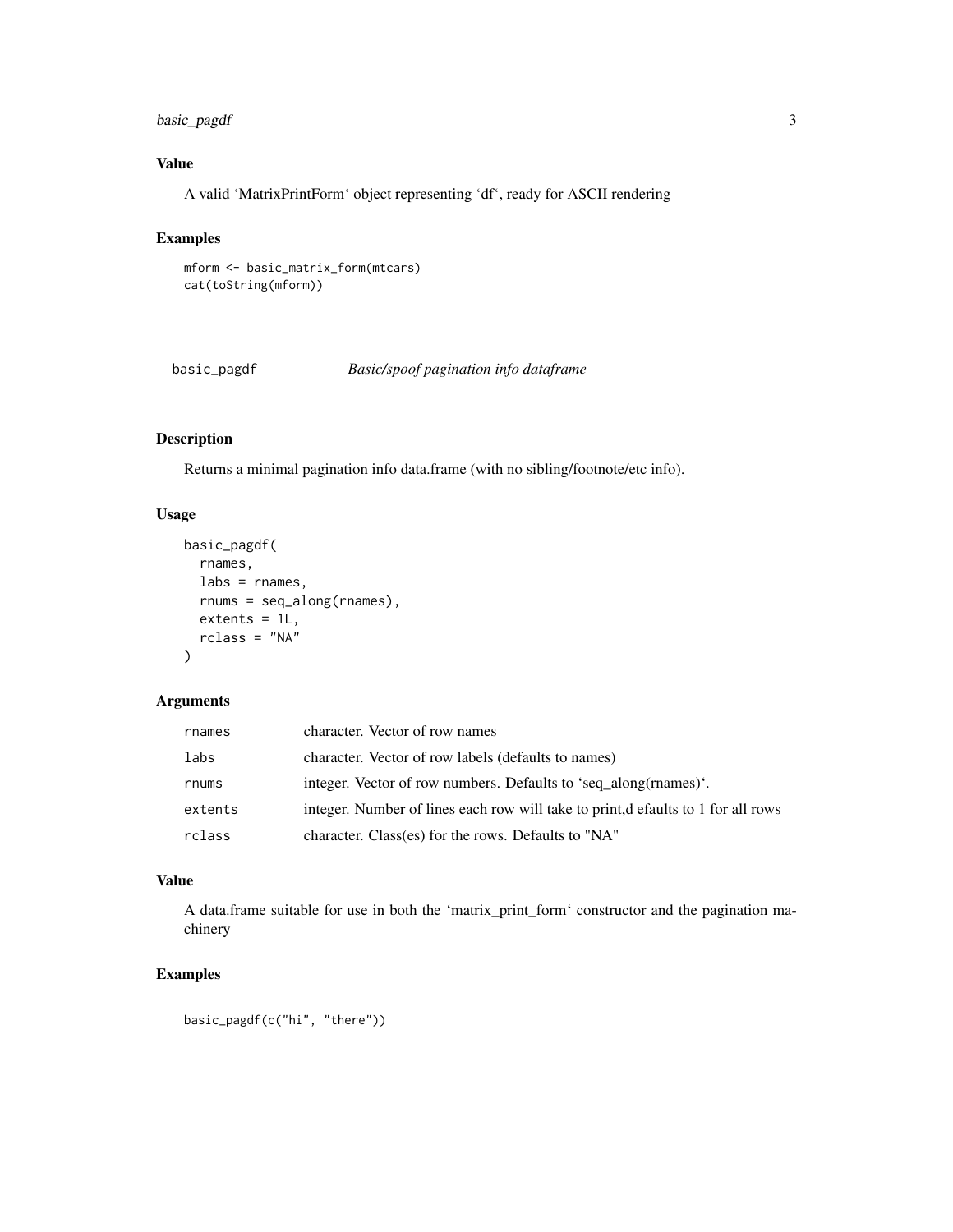## Value

A valid ‘MatrixPrintForm‘ object representing ‘df‘, ready for ASCII rendering

## Examples

```
mform <- basic_matrix_form(mtcars)
cat(toString(mform))
```

---

# basic_pagdf    *Basic/spoof pagination info dataframe*

---

## Description

Returns a minimal pagination info data.frame (with no sibling/footnote/etc info).

## Usage

```
basic_pagdf(
  rnames,
  labs = rnames,
  rnums = seq_along(rnames),
  extents = 1L,
  rclass = "NA"
)
```

## Arguments

| | |
|---|---|
| rnames | character. Vector of row names |
| labs | character. Vector of row labels (defaults to names) |
| rnums | integer. Vector of row numbers. Defaults to ‘seq_along(rnames)‘. |
| extents | integer. Number of lines each row will take to print,d efaults to 1 for all rows |
| rclass | character. Class(es) for the rows. Defaults to "NA" |

## Value

A data.frame suitable for use in both the ‘matrix_print_form‘ constructor and the pagination machinery

## Examples

```
basic_pagdf(c("hi", "there"))
```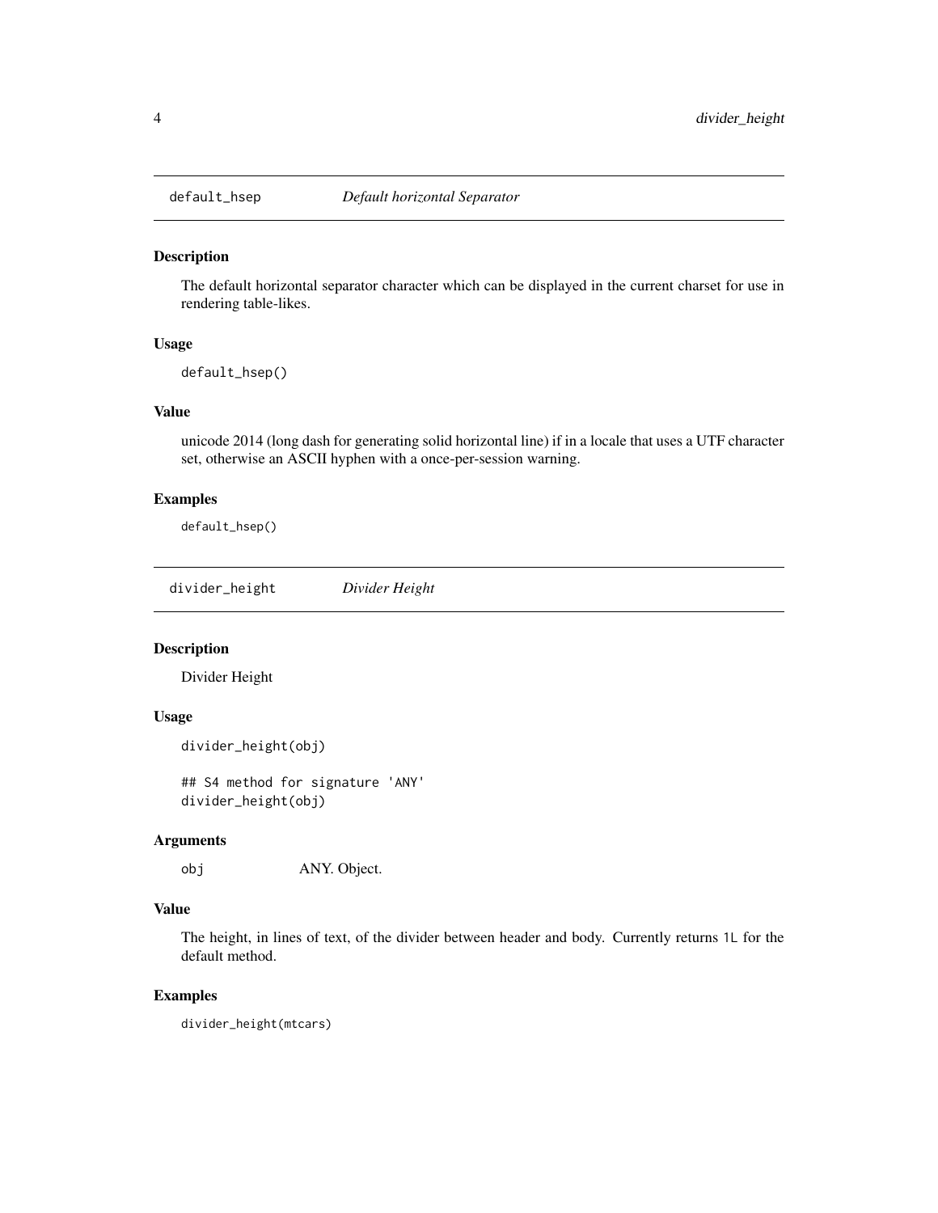## default_hsep — *Default horizontal Separator*

### Description

The default horizontal separator character which can be displayed in the current charset for use in rendering table-likes.

### Usage

```
default_hsep()
```

### Value

unicode 2014 (long dash for generating solid horizontal line) if in a locale that uses a UTF character set, otherwise an ASCII hyphen with a once-per-session warning.

### Examples

```
default_hsep()
```

## divider_height — *Divider Height*

### Description

Divider Height

### Usage

```
divider_height(obj)

## S4 method for signature 'ANY'
divider_height(obj)
```

### Arguments

| | |
|---|---|
| obj | ANY. Object. |

### Value

The height, in lines of text, of the divider between header and body. Currently returns `1L` for the default method.

### Examples

```
divider_height(mtcars)
```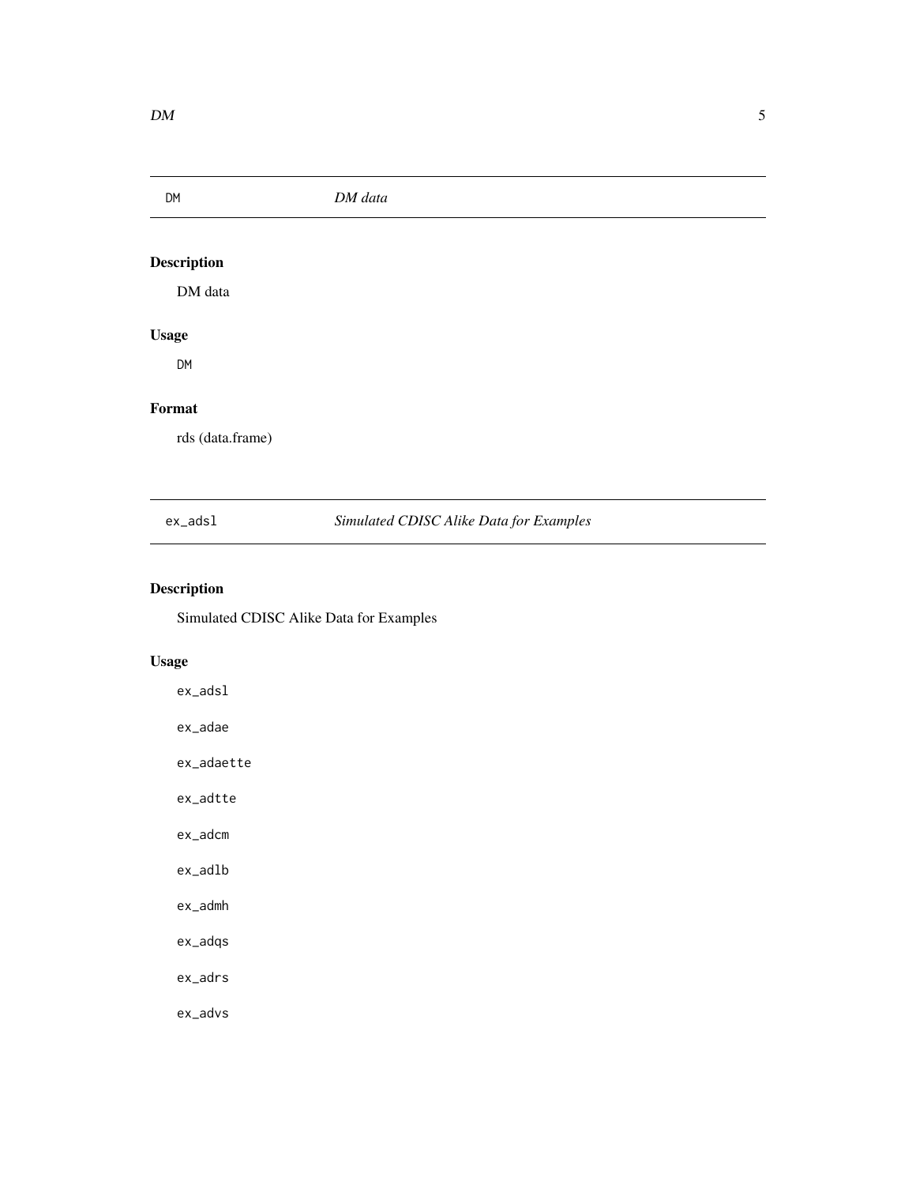## DM — *DM data*

### Description

DM data

### Usage

```
DM
```

### Format

rds (data.frame)

## ex_adsl — *Simulated CDISC Alike Data for Examples*

### Description

Simulated CDISC Alike Data for Examples

### Usage

```
ex_adsl

ex_adae

ex_adaette

ex_adtte

ex_adcm

ex_adlb

ex_admh

ex_adqs

ex_adrs

ex_advs
```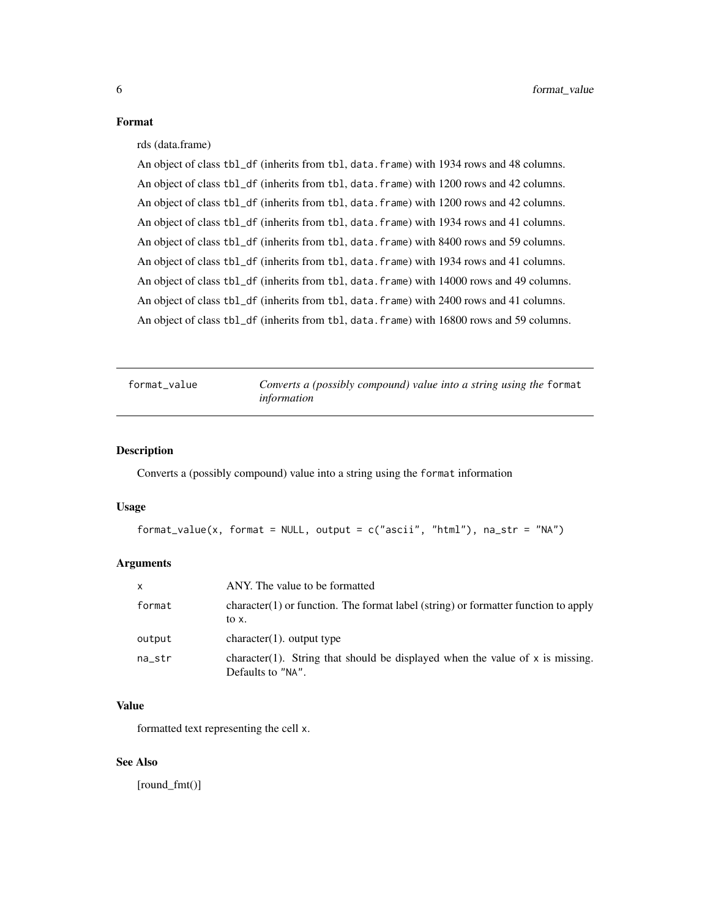## Format

rds (data.frame)

An object of class tbl_df (inherits from tbl, data.frame) with 1934 rows and 48 columns.

An object of class tbl_df (inherits from tbl, data.frame) with 1200 rows and 42 columns.

An object of class tbl_df (inherits from tbl, data.frame) with 1200 rows and 42 columns.

An object of class tbl_df (inherits from tbl, data.frame) with 1934 rows and 41 columns.

An object of class tbl_df (inherits from tbl, data.frame) with 8400 rows and 59 columns.

An object of class tbl_df (inherits from tbl, data.frame) with 1934 rows and 41 columns.

An object of class tbl_df (inherits from tbl, data.frame) with 14000 rows and 49 columns.

An object of class tbl_df (inherits from tbl, data.frame) with 2400 rows and 41 columns.

An object of class tbl_df (inherits from tbl, data.frame) with 16800 rows and 59 columns.

---

# format_value — *Converts a (possibly compound) value into a string using the* format *information*

## Description

Converts a (possibly compound) value into a string using the format information

## Usage

```
format_value(x, format = NULL, output = c("ascii", "html"), na_str = "NA")
```

## Arguments

| | |
|---|---|
| x | ANY. The value to be formatted |
| format | character(1) or function. The format label (string) or formatter function to apply to x. |
| output | character(1). output type |
| na_str | character(1). String that should be displayed when the value of x is missing. Defaults to "NA". |

## Value

formatted text representing the cell x.

## See Also

[round_fmt()]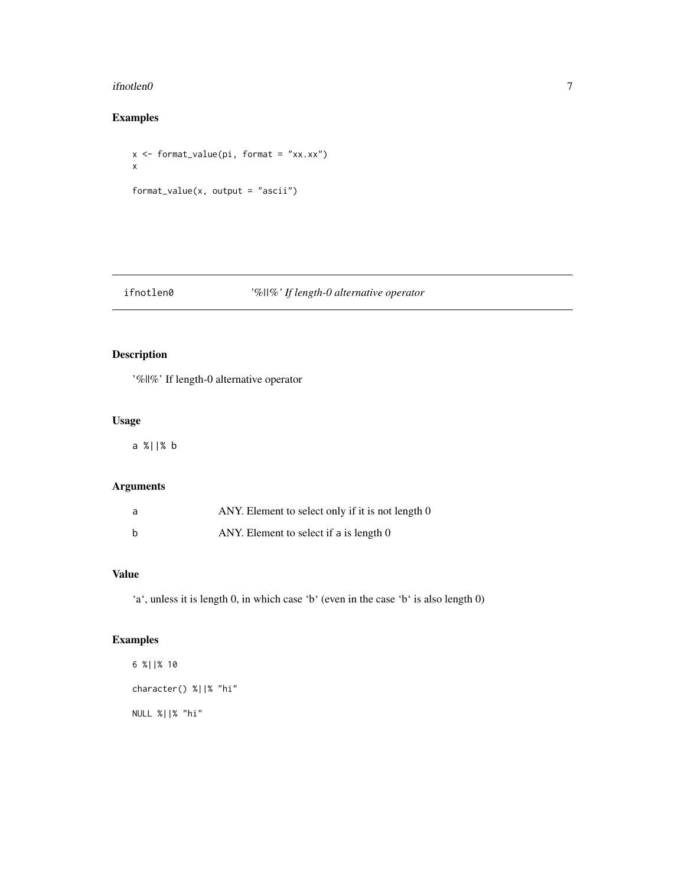## Examples

```
x <- format_value(pi, format = "xx.xx")
x

format_value(x, output = "ascii")
```

---

# ifnotlen0 &nbsp;&nbsp;&nbsp; *'%||%' If length-0 alternative operator*

---

## Description

'%||%' If length-0 alternative operator

## Usage

```
a %||% b
```

## Arguments

| | |
|---|---|
| a | ANY. Element to select only if it is not length 0 |
| b | ANY. Element to select if a is length 0 |

## Value

'a', unless it is length 0, in which case 'b' (even in the case 'b' is also length 0)

## Examples

```
6 %||% 10

character() %||% "hi"

NULL %||% "hi"
```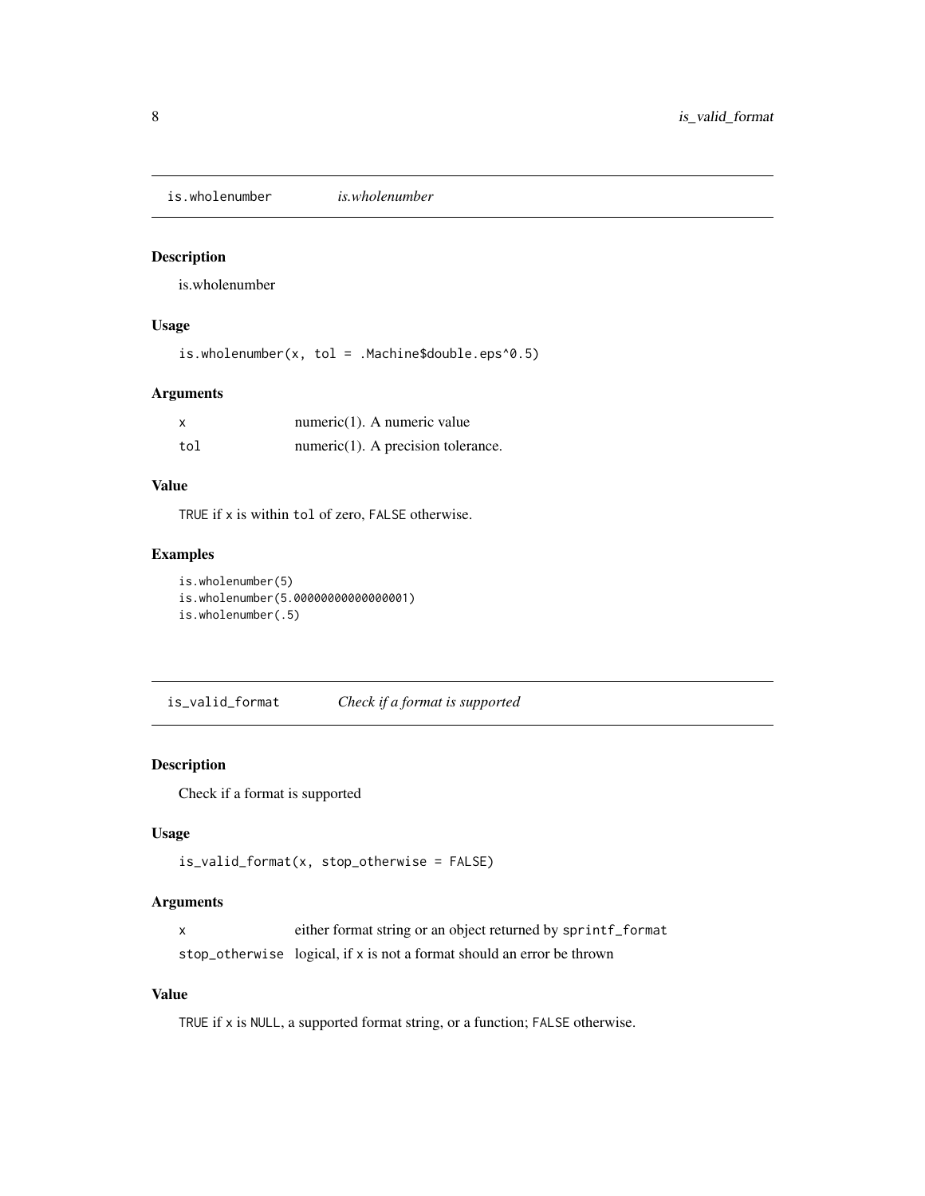## is.wholenumber *is.wholenumber*

### Description

is.wholenumber

### Usage

```
is.wholenumber(x, tol = .Machine$double.eps^0.5)
```

### Arguments

| | |
|---|---|
| `x` | numeric(1). A numeric value |
| `tol` | numeric(1). A precision tolerance. |

### Value

`TRUE` if `x` is within `tol` of zero, `FALSE` otherwise.

### Examples

```
is.wholenumber(5)
is.wholenumber(5.00000000000000001)
is.wholenumber(.5)
```

## is_valid_format *Check if a format is supported*

### Description

Check if a format is supported

### Usage

```
is_valid_format(x, stop_otherwise = FALSE)
```

### Arguments

| | |
|---|---|
| `x` | either format string or an object returned by `sprintf_format` |
| `stop_otherwise` | logical, if `x` is not a format should an error be thrown |

### Value

`TRUE` if `x` is `NULL`, a supported format string, or a function; `FALSE` otherwise.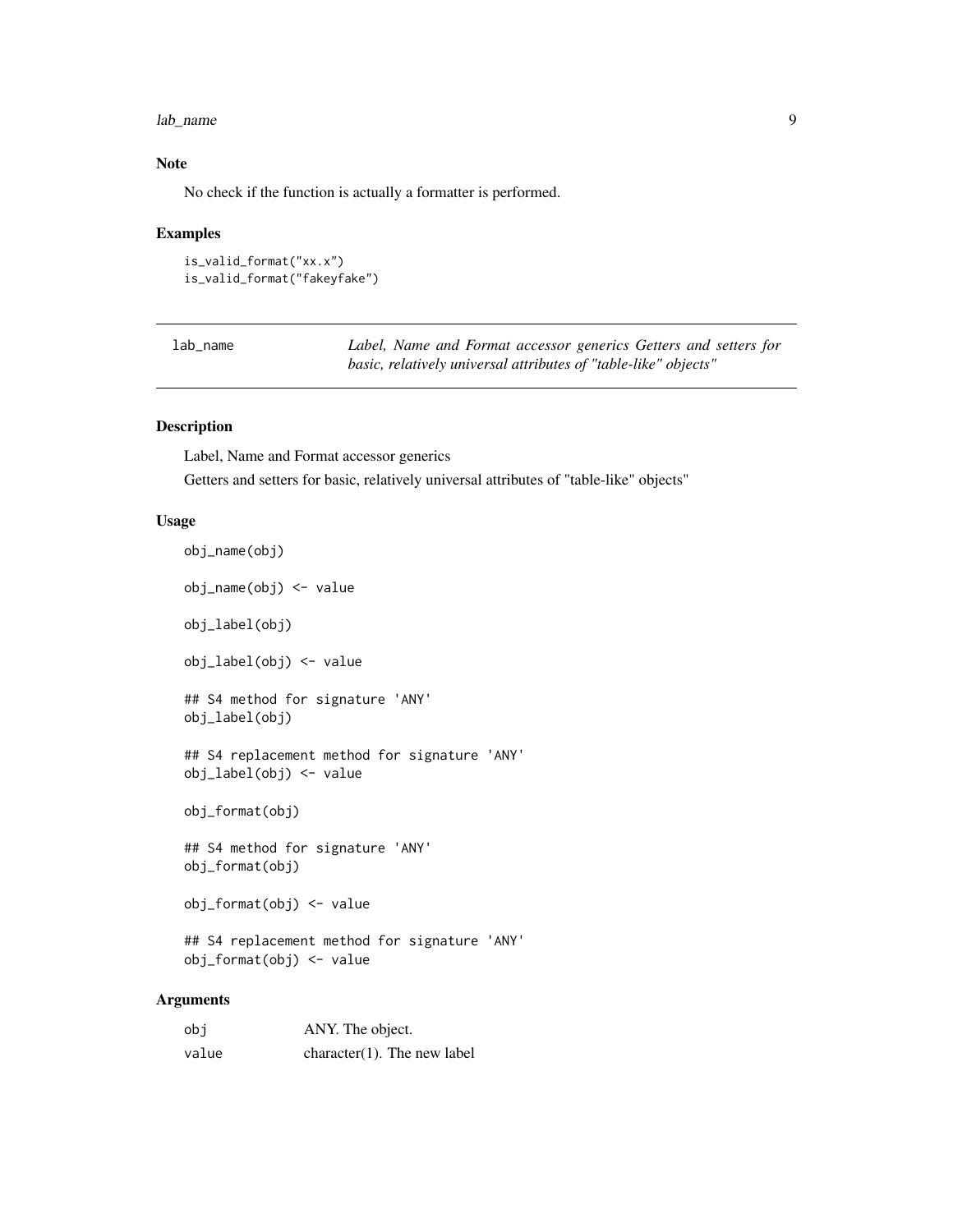### Note

No check if the function is actually a formatter is performed.

### Examples

```
is_valid_format("xx.x")
is_valid_format("fakeyfake")
```

---

## lab_name — *Label, Name and Format accessor generics Getters and setters for basic, relatively universal attributes of "table-like" objects"*

---

### Description

Label, Name and Format accessor generics

Getters and setters for basic, relatively universal attributes of "table-like" objects"

### Usage

```
obj_name(obj)

obj_name(obj) <- value

obj_label(obj)

obj_label(obj) <- value

## S4 method for signature 'ANY'
obj_label(obj)

## S4 replacement method for signature 'ANY'
obj_label(obj) <- value

obj_format(obj)

## S4 method for signature 'ANY'
obj_format(obj)

obj_format(obj) <- value

## S4 replacement method for signature 'ANY'
obj_format(obj) <- value
```

### Arguments

| | |
|---|---|
| obj | ANY. The object. |
| value | character(1). The new label |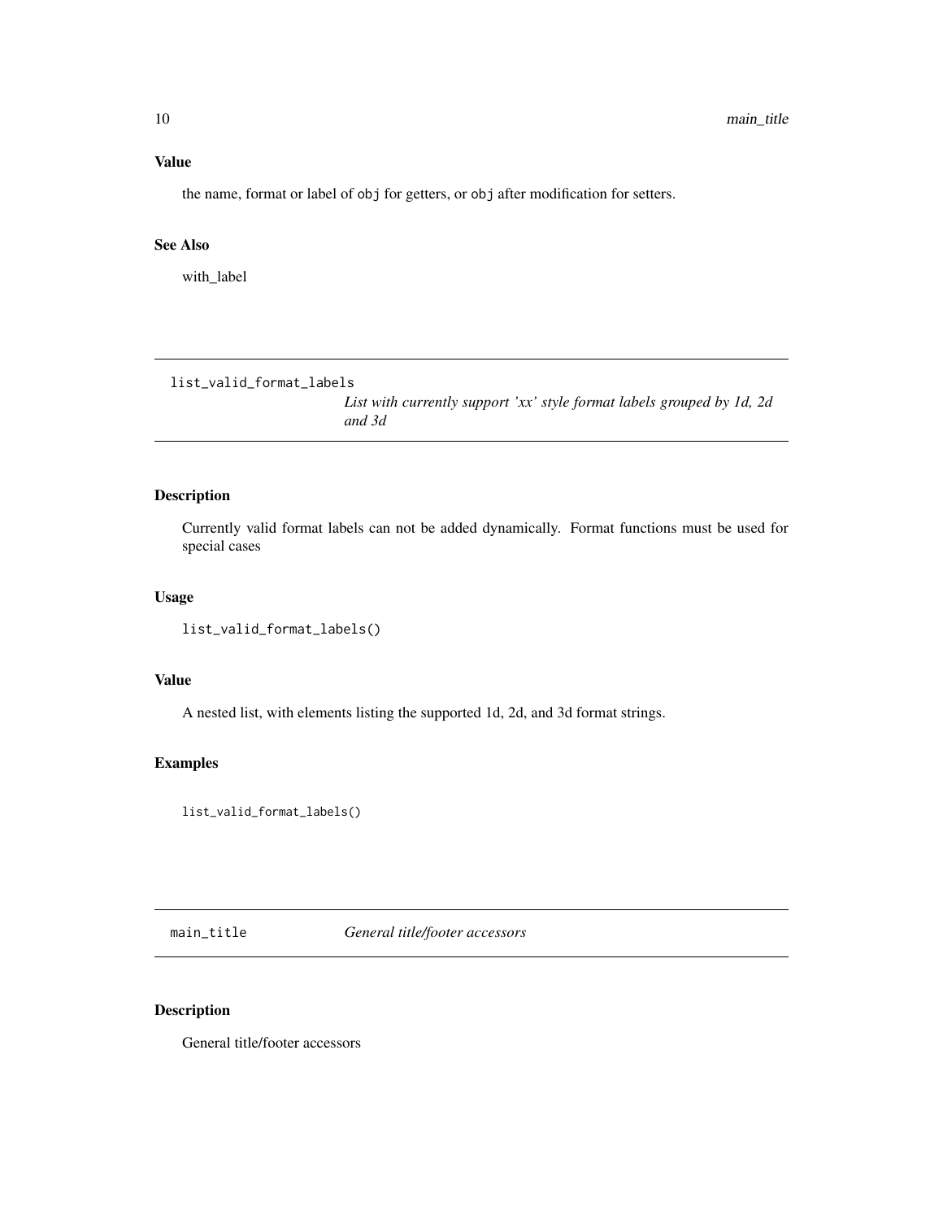### Value

the name, format or label of `obj` for getters, or `obj` after modification for setters.

### See Also

with_label

---

## list_valid_format_labels

*List with currently support 'xx' style format labels grouped by 1d, 2d and 3d*

---

### Description

Currently valid format labels can not be added dynamically. Format functions must be used for special cases

### Usage

```
list_valid_format_labels()
```

### Value

A nested list, with elements listing the supported 1d, 2d, and 3d format strings.

### Examples

```
list_valid_format_labels()
```

---

## main_title

*General title/footer accessors*

---

### Description

General title/footer accessors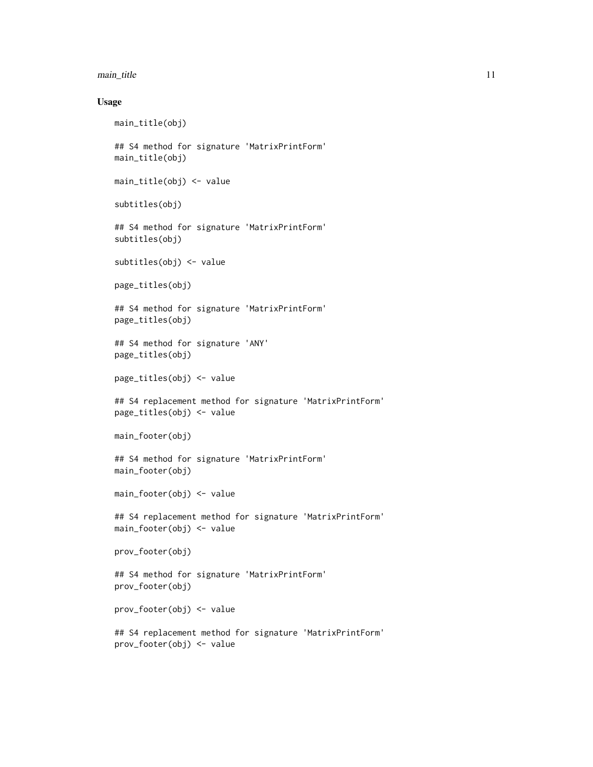## Usage

```
main_title(obj)

## S4 method for signature 'MatrixPrintForm'
main_title(obj)

main_title(obj) <- value

subtitles(obj)

## S4 method for signature 'MatrixPrintForm'
subtitles(obj)

subtitles(obj) <- value

page_titles(obj)

## S4 method for signature 'MatrixPrintForm'
page_titles(obj)

## S4 method for signature 'ANY'
page_titles(obj)

page_titles(obj) <- value

## S4 replacement method for signature 'MatrixPrintForm'
page_titles(obj) <- value

main_footer(obj)

## S4 method for signature 'MatrixPrintForm'
main_footer(obj)

main_footer(obj) <- value

## S4 replacement method for signature 'MatrixPrintForm'
main_footer(obj) <- value

prov_footer(obj)

## S4 method for signature 'MatrixPrintForm'
prov_footer(obj)

prov_footer(obj) <- value

## S4 replacement method for signature 'MatrixPrintForm'
prov_footer(obj) <- value
```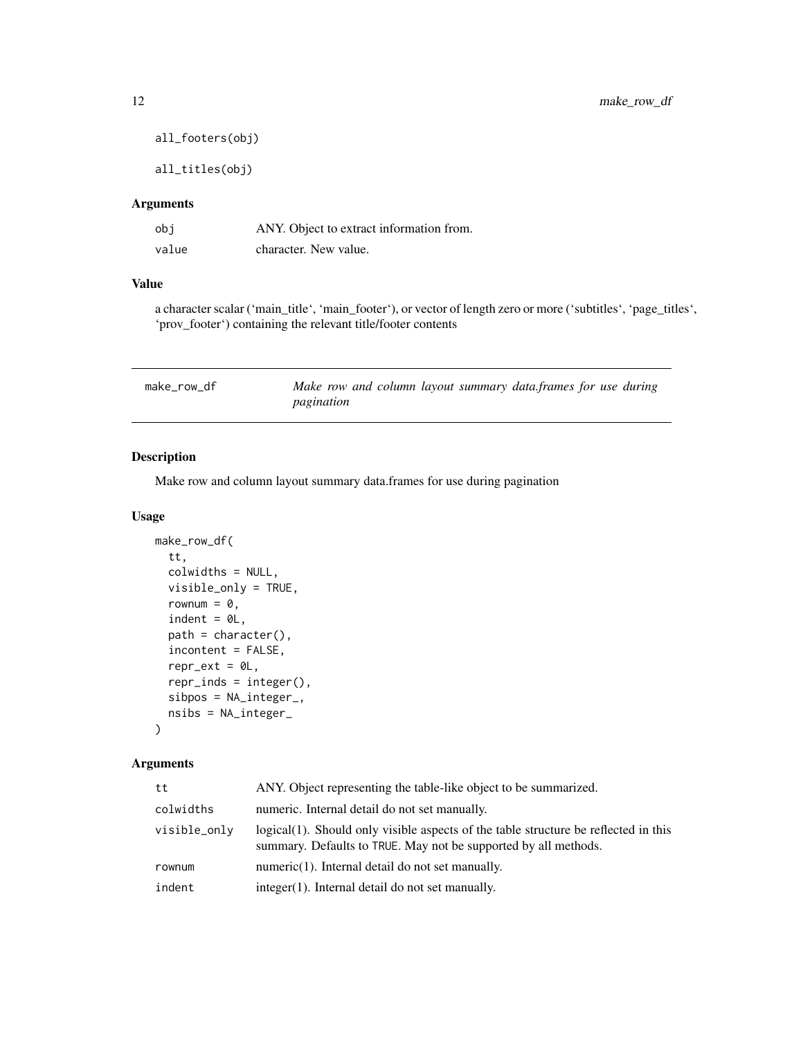```
all_footers(obj)

all_titles(obj)
```

### Arguments

| | |
|---|---|
| obj | ANY. Object to extract information from. |
| value | character. New value. |

### Value

a character scalar (‘main_title‘, ‘main_footer‘), or vector of length zero or more (‘subtitles‘, ‘page_titles‘, ‘prov_footer‘) containing the relevant title/footer contents

---

## make_row_df — *Make row and column layout summary data.frames for use during pagination*

### Description

Make row and column layout summary data.frames for use during pagination

### Usage

```
make_row_df(
  tt,
  colwidths = NULL,
  visible_only = TRUE,
  rownum = 0,
  indent = 0L,
  path = character(),
  incontent = FALSE,
  repr_ext = 0L,
  repr_inds = integer(),
  sibpos = NA_integer_,
  nsibs = NA_integer_
)
```

### Arguments

| | |
|---|---|
| tt | ANY. Object representing the table-like object to be summarized. |
| colwidths | numeric. Internal detail do not set manually. |
| visible_only | logical(1). Should only visible aspects of the table structure be reflected in this summary. Defaults to TRUE. May not be supported by all methods. |
| rownum | numeric(1). Internal detail do not set manually. |
| indent | integer(1). Internal detail do not set manually. |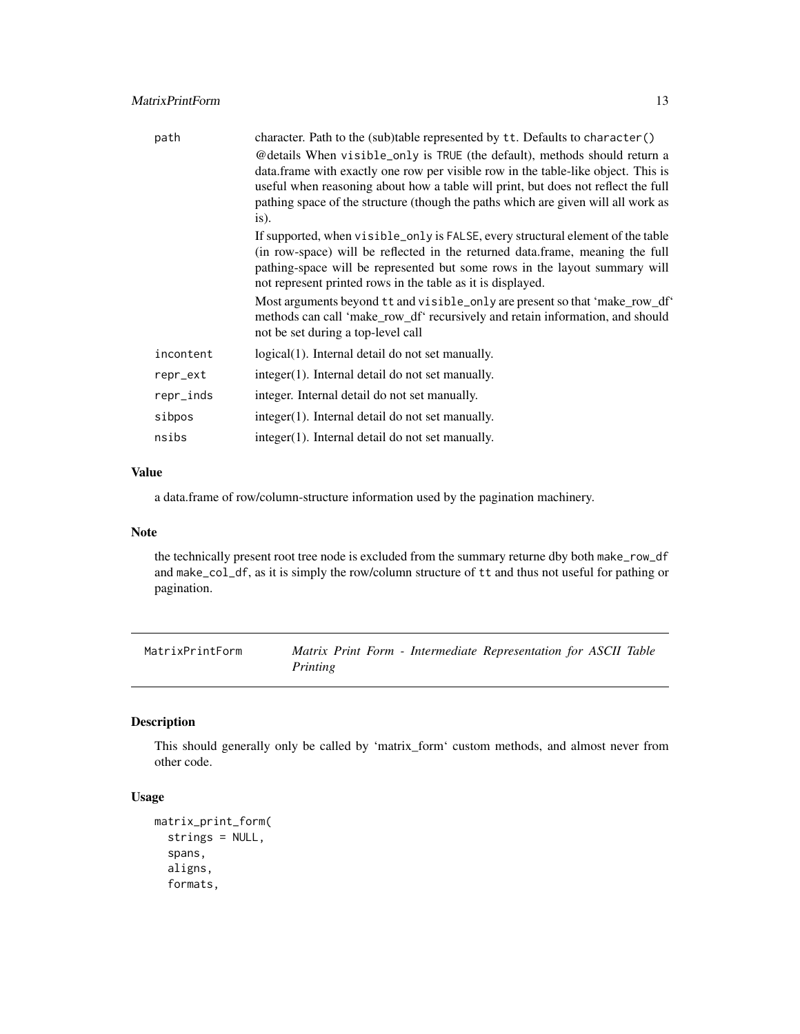| | |
|---|---|
| path | character. Path to the (sub)table represented by `tt`. Defaults to `character()` @details When `visible_only` is `TRUE` (the default), methods should return a data.frame with exactly one row per visible row in the table-like object. This is useful when reasoning about how a table will print, but does not reflect the full pathing space of the structure (though the paths which are given will all work as is). If supported, when `visible_only` is `FALSE`, every structural element of the table (in row-space) will be reflected in the returned data.frame, meaning the full pathing-space will be represented but some rows in the layout summary will not represent printed rows in the table as it is displayed. Most arguments beyond `tt` and `visible_only` are present so that 'make_row_df' methods can call 'make_row_df' recursively and retain information, and should not be set during a top-level call |
| incontent | logical(1). Internal detail do not set manually. |
| repr_ext | integer(1). Internal detail do not set manually. |
| repr_inds | integer. Internal detail do not set manually. |
| sibpos | integer(1). Internal detail do not set manually. |
| nsibs | integer(1). Internal detail do not set manually. |

### Value

a data.frame of row/column-structure information used by the pagination machinery.

### Note

the technically present root tree node is excluded from the summary returne dby both `make_row_df` and `make_col_df`, as it is simply the row/column structure of `tt` and thus not useful for pathing or pagination.

---

## MatrixPrintForm — *Matrix Print Form - Intermediate Representation for ASCII Table Printing*

### Description

This should generally only be called by 'matrix_form' custom methods, and almost never from other code.

### Usage

```
matrix_print_form(
  strings = NULL,
  spans,
  aligns,
  formats,
```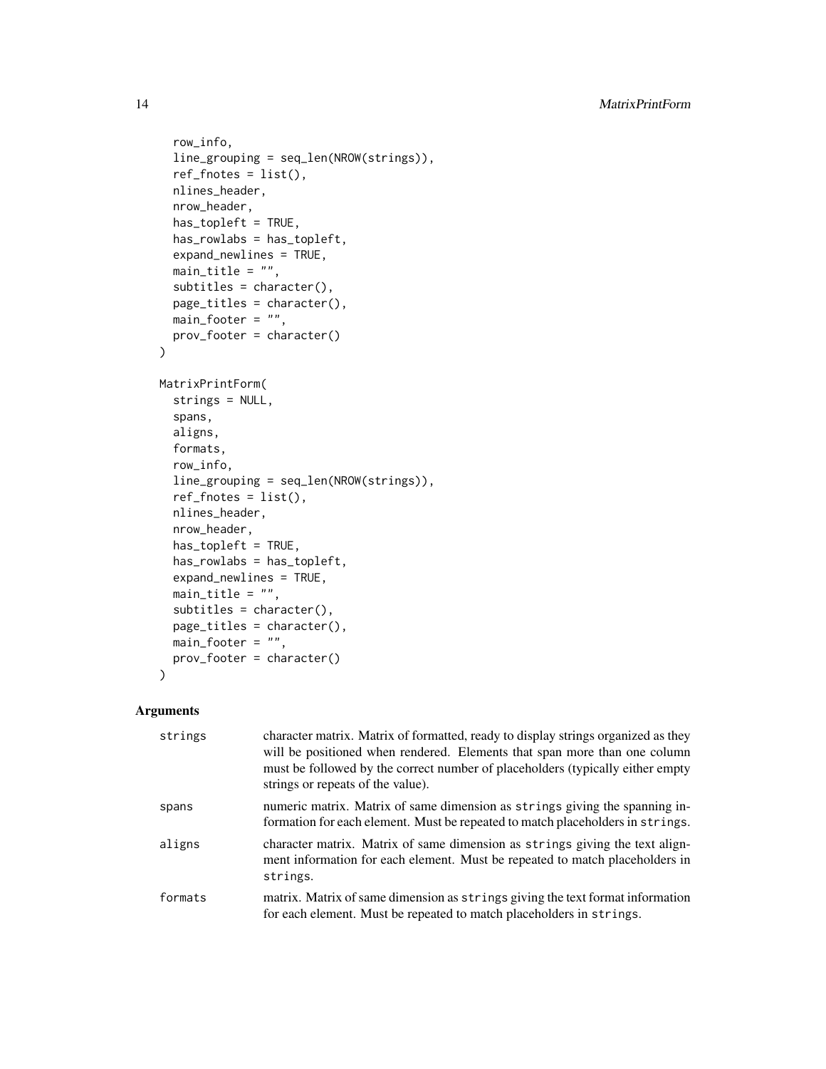```
  row_info,
  line_grouping = seq_len(NROW(strings)),
  ref_fnotes = list(),
  nlines_header,
  nrow_header,
  has_topleft = TRUE,
  has_rowlabs = has_topleft,
  expand_newlines = TRUE,
  main_title = "",
  subtitles = character(),
  page_titles = character(),
  main_footer = "",
  prov_footer = character()
)

MatrixPrintForm(
  strings = NULL,
  spans,
  aligns,
  formats,
  row_info,
  line_grouping = seq_len(NROW(strings)),
  ref_fnotes = list(),
  nlines_header,
  nrow_header,
  has_topleft = TRUE,
  has_rowlabs = has_topleft,
  expand_newlines = TRUE,
  main_title = "",
  subtitles = character(),
  page_titles = character(),
  main_footer = "",
  prov_footer = character()
)
```

## Arguments

| | |
|---|---|
| strings | character matrix. Matrix of formatted, ready to display strings organized as they will be positioned when rendered. Elements that span more than one column must be followed by the correct number of placeholders (typically either empty strings or repeats of the value). |
| spans | numeric matrix. Matrix of same dimension as strings giving the spanning information for each element. Must be repeated to match placeholders in strings. |
| aligns | character matrix. Matrix of same dimension as strings giving the text alignment information for each element. Must be repeated to match placeholders in strings. |
| formats | matrix. Matrix of same dimension as strings giving the text format information for each element. Must be repeated to match placeholders in strings. |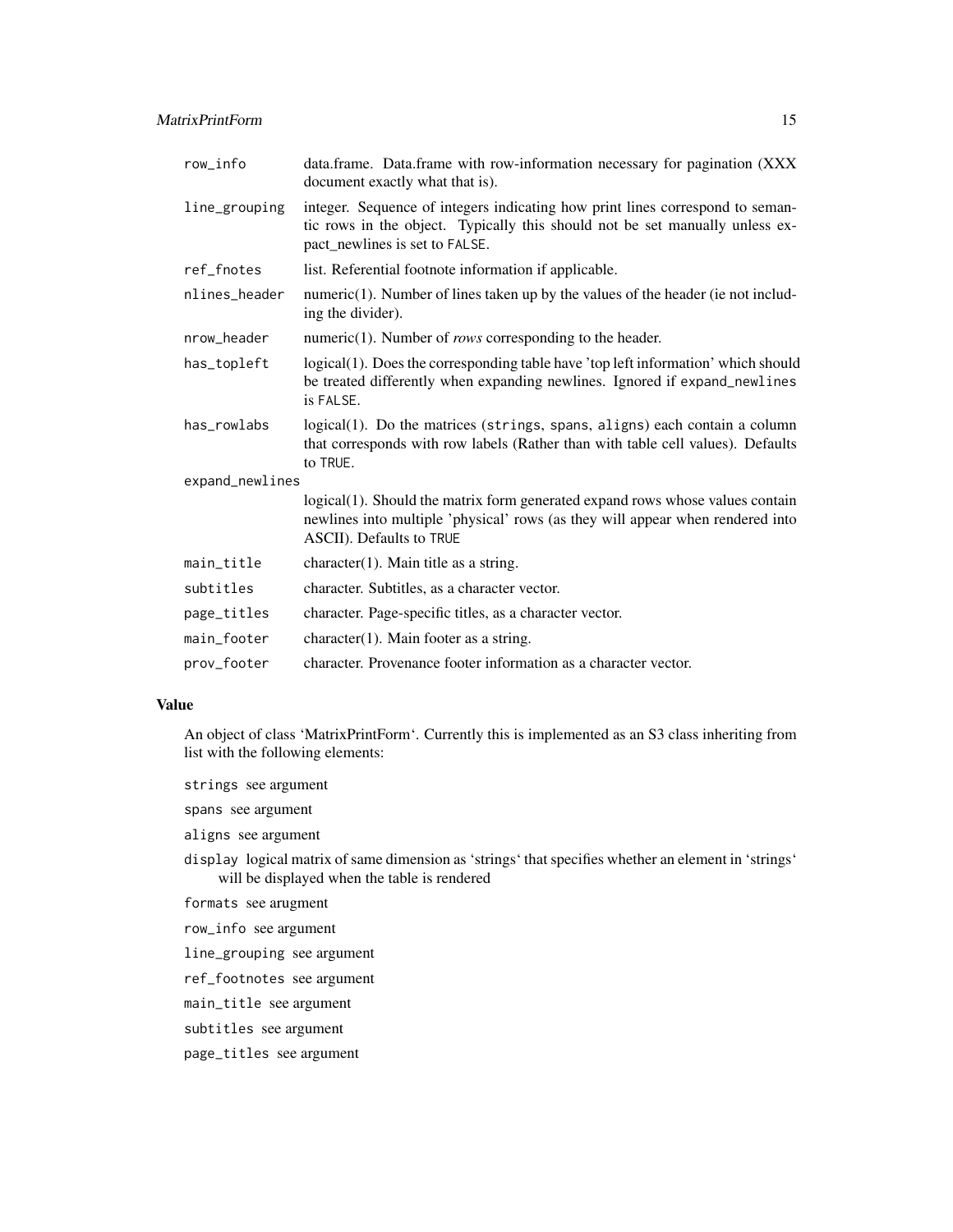| | |
|---|---|
| `row_info` | data.frame. Data.frame with row-information necessary for pagination (XXX document exactly what that is). |
| `line_grouping` | integer. Sequence of integers indicating how print lines correspond to semantic rows in the object. Typically this should not be set manually unless expact_newlines is set to `FALSE`. |
| `ref_fnotes` | list. Referential footnote information if applicable. |
| `nlines_header` | numeric(1). Number of lines taken up by the values of the header (ie not including the divider). |
| `nrow_header` | numeric(1). Number of *rows* corresponding to the header. |
| `has_topleft` | logical(1). Does the corresponding table have 'top left information' which should be treated differently when expanding newlines. Ignored if `expand_newlines` is `FALSE`. |
| `has_rowlabs` | logical(1). Do the matrices (`strings`, `spans`, `aligns`) each contain a column that corresponds with row labels (Rather than with table cell values). Defaults to `TRUE`. |
| `expand_newlines` | logical(1). Should the matrix form generated expand rows whose values contain newlines into multiple 'physical' rows (as they will appear when rendered into ASCII). Defaults to `TRUE` |
| `main_title` | character(1). Main title as a string. |
| `subtitles` | character. Subtitles, as a character vector. |
| `page_titles` | character. Page-specific titles, as a character vector. |
| `main_footer` | character(1). Main footer as a string. |
| `prov_footer` | character. Provenance footer information as a character vector. |

## Value

An object of class 'MatrixPrintForm'. Currently this is implemented as an S3 class inheriting from list with the following elements:

`strings` see argument

`spans` see argument

`aligns` see argument

`display` logical matrix of same dimension as 'strings' that specifies whether an element in 'strings' will be displayed when the table is rendered

`formats` see arugment

`row_info` see argument

`line_grouping` see argument

`ref_footnotes` see argument

`main_title` see argument

`subtitles` see argument

`page_titles` see argument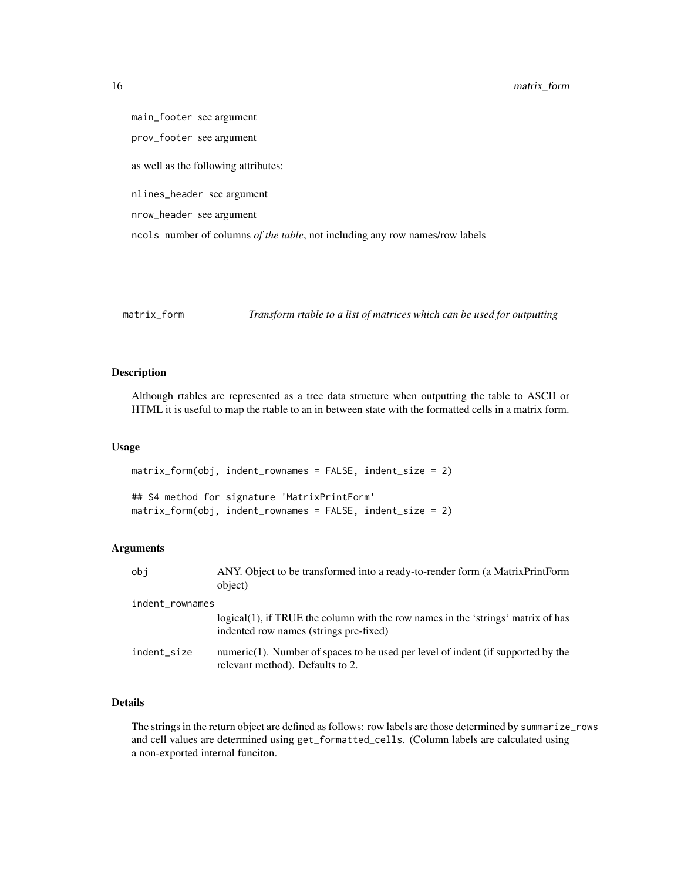`main_footer` see argument

`prov_footer` see argument

as well as the following attributes:

`nlines_header` see argument

`nrow_header` see argument

`ncols` number of columns *of the table*, not including any row names/row labels

## matrix_form — *Transform rtable to a list of matrices which can be used for outputting*

### Description

Although rtables are represented as a tree data structure when outputting the table to ASCII or HTML it is useful to map the rtable to an in between state with the formatted cells in a matrix form.

### Usage

```
matrix_form(obj, indent_rownames = FALSE, indent_size = 2)

## S4 method for signature 'MatrixPrintForm'
matrix_form(obj, indent_rownames = FALSE, indent_size = 2)
```

### Arguments

| | |
|---|---|
| `obj` | ANY. Object to be transformed into a ready-to-render form (a MatrixPrintForm object) |
| `indent_rownames` | logical(1), if TRUE the column with the row names in the 'strings' matrix of has indented row names (strings pre-fixed) |
| `indent_size` | numeric(1). Number of spaces to be used per level of indent (if supported by the relevant method). Defaults to 2. |

### Details

The strings in the return object are defined as follows: row labels are those determined by `summarize_rows` and cell values are determined using `get_formatted_cells`. (Column labels are calculated using a non-exported internal funciton.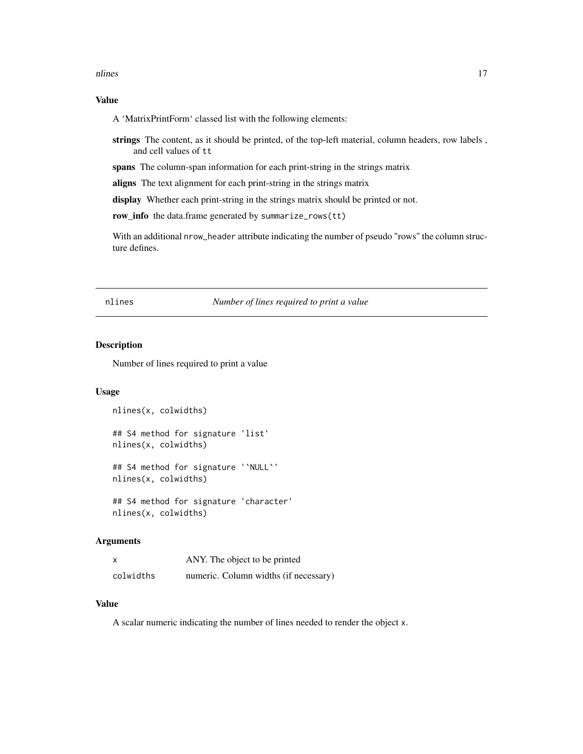### Value

A 'MatrixPrintForm' classed list with the following elements:

**strings** The content, as it should be printed, of the top-left material, column headers, row labels , and cell values of `tt`

**spans** The column-span information for each print-string in the strings matrix

**aligns** The text alignment for each print-string in the strings matrix

**display** Whether each print-string in the strings matrix should be printed or not.

**row_info** the data.frame generated by `summarize_rows(tt)`

With an additional `nrow_header` attribute indicating the number of pseudo "rows" the column structure defines.

## nlines *Number of lines required to print a value*

### Description

Number of lines required to print a value

### Usage

```
nlines(x, colwidths)

## S4 method for signature 'list'
nlines(x, colwidths)

## S4 method for signature '`NULL`'
nlines(x, colwidths)

## S4 method for signature 'character'
nlines(x, colwidths)
```

### Arguments

| | |
|---|---|
| `x` | ANY. The object to be printed |
| `colwidths` | numeric. Column widths (if necessary) |

### Value

A scalar numeric indicating the number of lines needed to render the object `x`.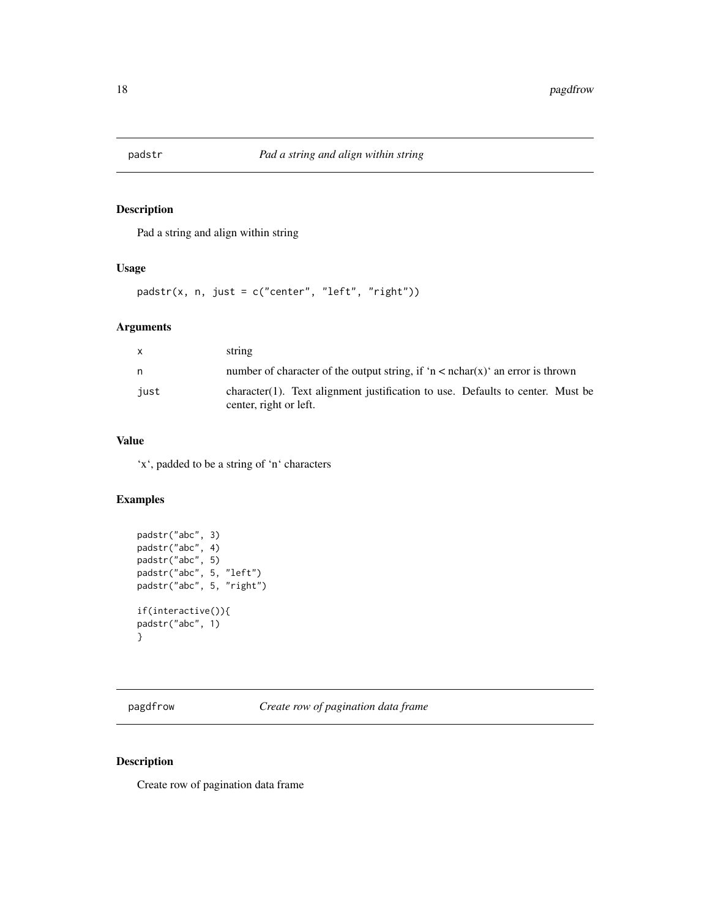## padstr — *Pad a string and align within string*

### Description

Pad a string and align within string

### Usage

```
padstr(x, n, just = c("center", "left", "right"))
```

### Arguments

| | |
|---|---|
| `x` | string |
| `n` | number of character of the output string, if 'n < nchar(x)' an error is thrown |
| `just` | character(1). Text alignment justification to use. Defaults to center. Must be center, right or left. |

### Value

'x', padded to be a string of 'n' characters

### Examples

```
padstr("abc", 3)
padstr("abc", 4)
padstr("abc", 5)
padstr("abc", 5, "left")
padstr("abc", 5, "right")

if(interactive()){
padstr("abc", 1)
}
```

## pagdfrow — *Create row of pagination data frame*

### Description

Create row of pagination data frame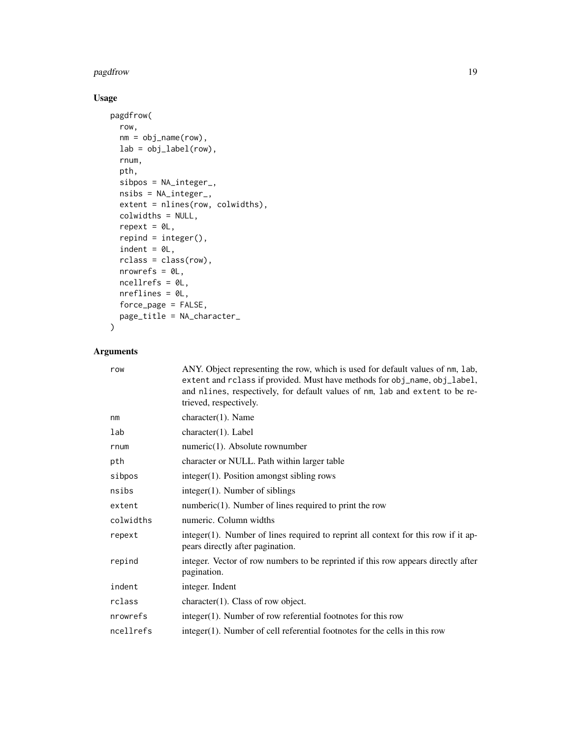## Usage

```
pagdfrow(
  row,
  nm = obj_name(row),
  lab = obj_label(row),
  rnum,
  pth,
  sibpos = NA_integer_,
  nsibs = NA_integer_,
  extent = nlines(row, colwidths),
  colwidths = NULL,
  repext = 0L,
  repind = integer(),
  indent = 0L,
  rclass = class(row),
  nrowrefs = 0L,
  ncellrefs = 0L,
  nreflines = 0L,
  force_page = FALSE,
  page_title = NA_character_
)
```

## Arguments

| | |
|---|---|
| `row` | ANY. Object representing the row, which is used for default values of `nm`, `lab`, `extent` and `rclass` if provided. Must have methods for `obj_name`, `obj_label`, and `nlines`, respectively, for default values of `nm`, `lab` and `extent` to be retrieved, respectively. |
| `nm` | character(1). Name |
| `lab` | character(1). Label |
| `rnum` | numeric(1). Absolute rownumber |
| `pth` | character or NULL. Path within larger table |
| `sibpos` | integer(1). Position amongst sibling rows |
| `nsibs` | integer(1). Number of siblings |
| `extent` | numberic(1). Number of lines required to print the row |
| `colwidths` | numeric. Column widths |
| `repext` | integer(1). Number of lines required to reprint all context for this row if it appears directly after pagination. |
| `repind` | integer. Vector of row numbers to be reprinted if this row appears directly after pagination. |
| `indent` | integer. Indent |
| `rclass` | character(1). Class of row object. |
| `nrowrefs` | integer(1). Number of row referential footnotes for this row |
| `ncellrefs` | integer(1). Number of cell referential footnotes for the cells in this row |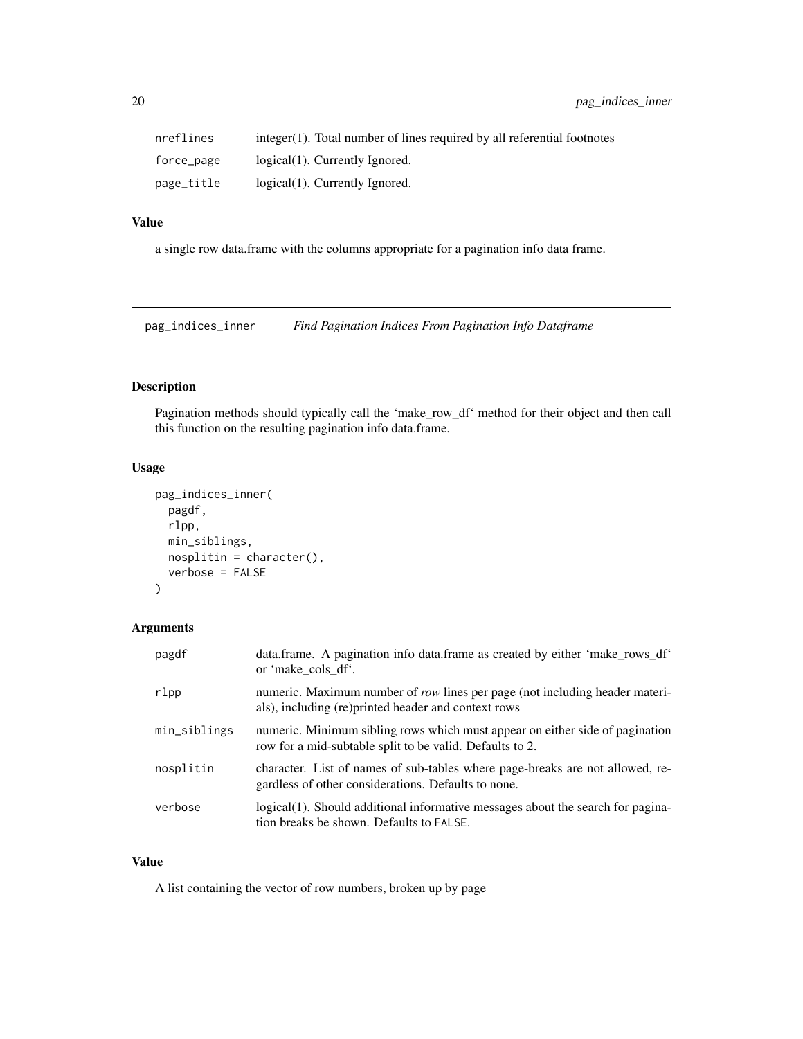| | |
|---|---|
| nreflines | integer(1). Total number of lines required by all referential footnotes |
| force_page | logical(1). Currently Ignored. |
| page_title | logical(1). Currently Ignored. |

### Value

a single row data.frame with the columns appropriate for a pagination info data frame.

---

## pag_indices_inner — *Find Pagination Indices From Pagination Info Dataframe*

### Description

Pagination methods should typically call the 'make_row_df' method for their object and then call this function on the resulting pagination info data.frame.

### Usage

```
pag_indices_inner(
  pagdf,
  rlpp,
  min_siblings,
  nosplitin = character(),
  verbose = FALSE
)
```

### Arguments

| | |
|---|---|
| pagdf | data.frame. A pagination info data.frame as created by either 'make_rows_df' or 'make_cols_df'. |
| rlpp | numeric. Maximum number of *row* lines per page (not including header materials), including (re)printed header and context rows |
| min_siblings | numeric. Minimum sibling rows which must appear on either side of pagination row for a mid-subtable split to be valid. Defaults to 2. |
| nosplitin | character. List of names of sub-tables where page-breaks are not allowed, regardless of other considerations. Defaults to none. |
| verbose | logical(1). Should additional informative messages about the search for pagination breaks be shown. Defaults to FALSE. |

### Value

A list containing the vector of row numbers, broken up by page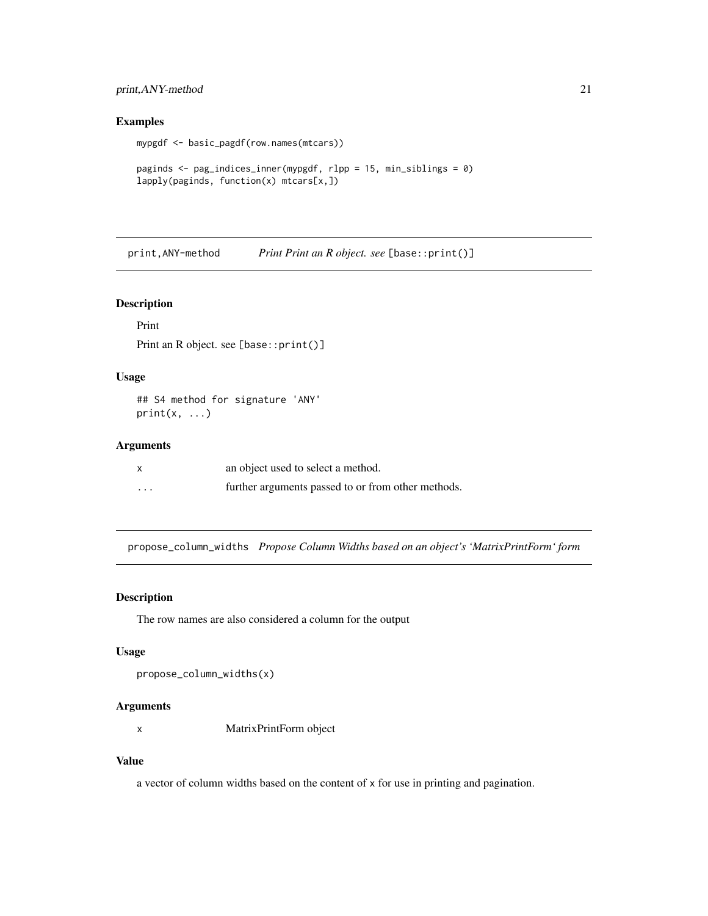### Examples

```
mypgdf <- basic_pagdf(row.names(mtcars))

paginds <- pag_indices_inner(mypgdf, rlpp = 15, min_siblings = 0)
lapply(paginds, function(x) mtcars[x,])
```

## print,ANY-method *Print Print an R object. see* [base::print()]

### Description

Print

Print an R object. see [base::print()]

### Usage

```
## S4 method for signature 'ANY'
print(x, ...)
```

### Arguments

| | |
|---|---|
| x | an object used to select a method. |
| ... | further arguments passed to or from other methods. |

## propose_column_widths *Propose Column Widths based on an object's 'MatrixPrintForm' form*

### Description

The row names are also considered a column for the output

### Usage

```
propose_column_widths(x)
```

### Arguments

| | |
|---|---|
| x | MatrixPrintForm object |

### Value

a vector of column widths based on the content of x for use in printing and pagination.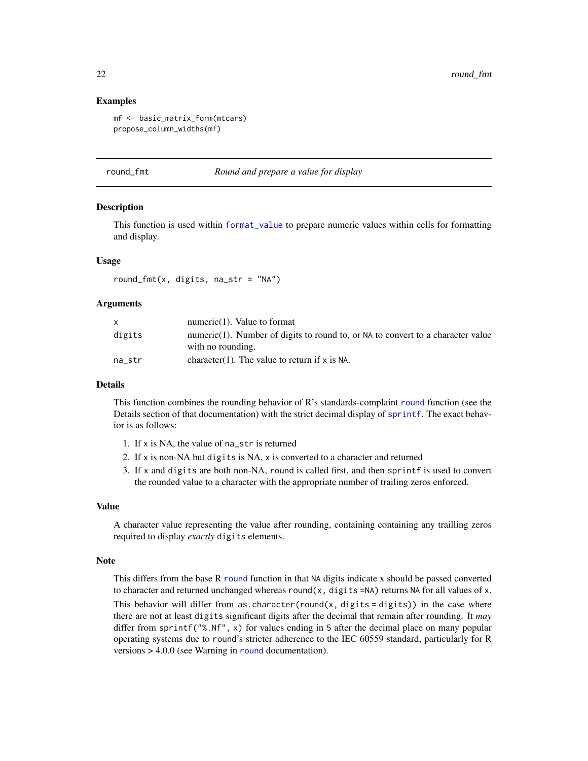### Examples

```
mf <- basic_matrix_form(mtcars)
propose_column_widths(mf)
```

---

## round_fmt — *Round and prepare a value for display*

### Description

This function is used within format_value to prepare numeric values within cells for formatting and display.

### Usage

```
round_fmt(x, digits, na_str = "NA")
```

### Arguments

| | |
|---|---|
| `x` | numeric(1). Value to format |
| `digits` | numeric(1). Number of digits to round to, or `NA` to convert to a character value with no rounding. |
| `na_str` | character(1). The value to return if `x` is `NA`. |

### Details

This function combines the rounding behavior of R's standards-complaint round function (see the Details section of that documentation) with the strict decimal display of sprintf. The exact behavior is as follows:

1. If `x` is NA, the value of `na_str` is returned
2. If `x` is non-NA but `digits` is NA, `x` is converted to a character and returned
3. If `x` and `digits` are both non-NA, `round` is called first, and then `sprintf` is used to convert the rounded value to a character with the appropriate number of trailing zeros enforced.

### Value

A character value representing the value after rounding, containing containing any trailling zeros required to display *exactly* `digits` elements.

### Note

This differs from the base R round function in that `NA` digits indicate x should be passed converted to character and returned unchanged whereas `round(x, digits =NA)` returns `NA` for all values of `x`.

This behavior will differ from `as.character(round(x, digits = digits))` in the case where there are not at least `digits` significant digits after the decimal that remain after rounding. It *may* differ from `sprintf("%.Nf", x)` for values ending in 5 after the decimal place on many popular operating systems due to `round`'s stricter adherence to the IEC 60559 standard, particularly for R versions > 4.0.0 (see Warning in round documentation).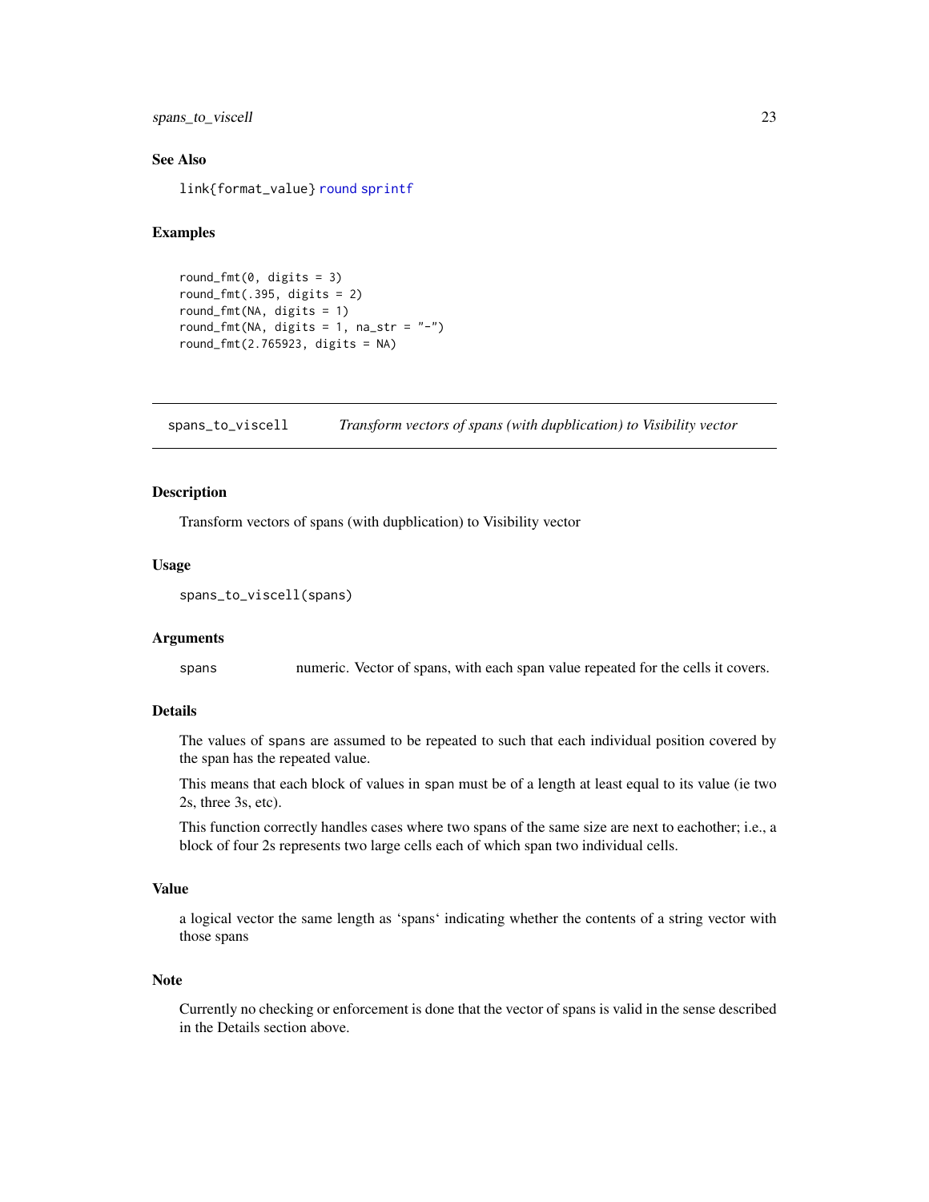### See Also

link{format_value} round sprintf

### Examples

```
round_fmt(0, digits = 3)
round_fmt(.395, digits = 2)
round_fmt(NA, digits = 1)
round_fmt(NA, digits = 1, na_str = "-")
round_fmt(2.765923, digits = NA)
```

---

## spans_to_viscell *Transform vectors of spans (with dupblication) to Visibility vector*

### Description

Transform vectors of spans (with dupblication) to Visibility vector

### Usage

```
spans_to_viscell(spans)
```

### Arguments

| | |
|---|---|
| spans | numeric. Vector of spans, with each span value repeated for the cells it covers. |

### Details

The values of `spans` are assumed to be repeated to such that each individual position covered by the span has the repeated value.

This means that each block of values in `span` must be of a length at least equal to its value (ie two 2s, three 3s, etc).

This function correctly handles cases where two spans of the same size are next to eachother; i.e., a block of four 2s represents two large cells each of which span two individual cells.

### Value

a logical vector the same length as 'spans' indicating whether the contents of a string vector with those spans

### Note

Currently no checking or enforcement is done that the vector of spans is valid in the sense described in the Details section above.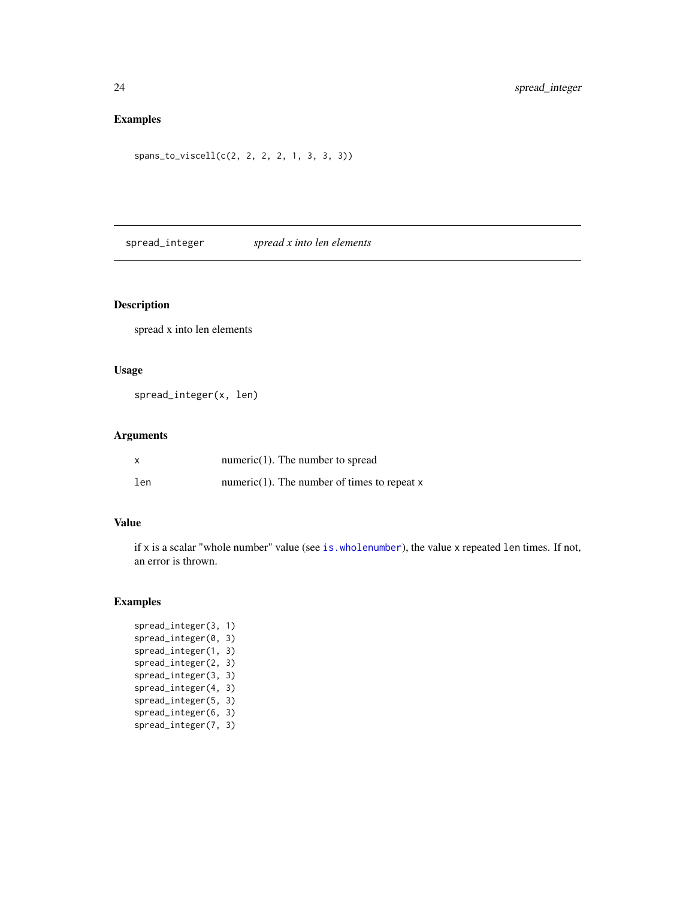## Examples

```
spans_to_viscell(c(2, 2, 2, 2, 1, 3, 3, 3))
```

---

# spread_integer *spread x into len elements*

---

## Description

spread x into len elements

## Usage

```
spread_integer(x, len)
```

## Arguments

| | |
|---|---|
| x | numeric(1). The number to spread |
| len | numeric(1). The number of times to repeat x |

## Value

if x is a scalar "whole number" value (see is.wholenumber), the value x repeated len times. If not, an error is thrown.

## Examples

```
spread_integer(3, 1)
spread_integer(0, 3)
spread_integer(1, 3)
spread_integer(2, 3)
spread_integer(3, 3)
spread_integer(4, 3)
spread_integer(5, 3)
spread_integer(6, 3)
spread_integer(7, 3)
```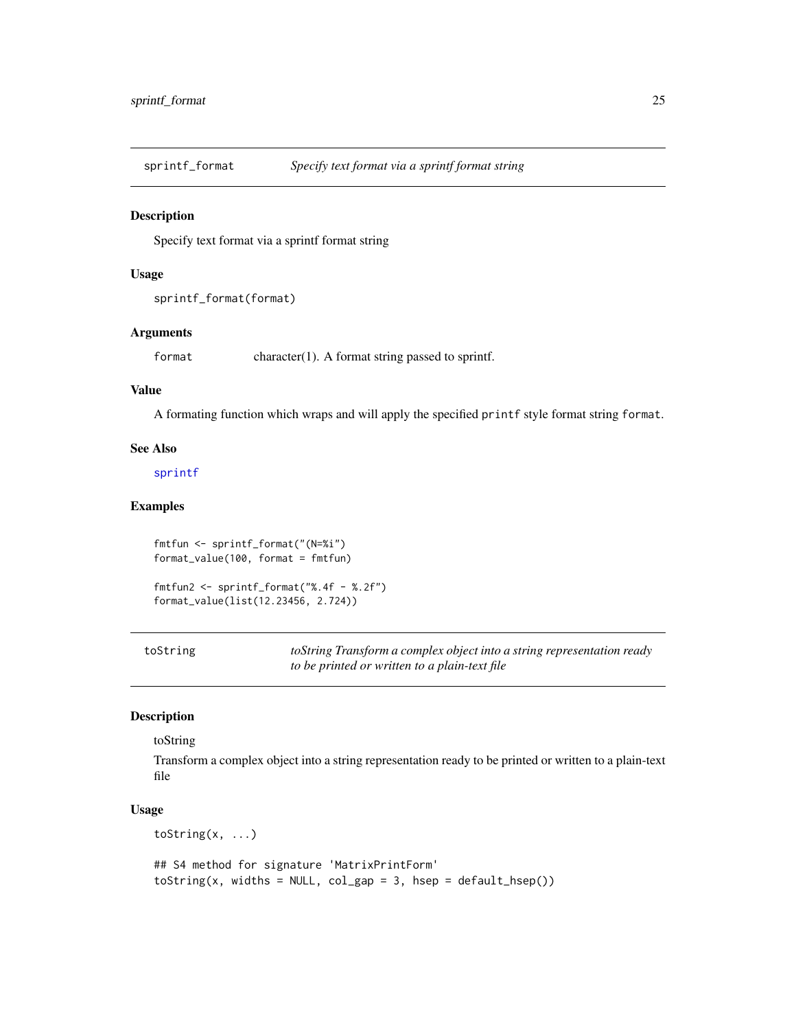## sprintf_format — *Specify text format via a sprintf format string*

### Description

Specify text format via a sprintf format string

### Usage

```
sprintf_format(format)
```

### Arguments

| | |
|---|---|
| format | character(1). A format string passed to sprintf. |

### Value

A formating function which wraps and will apply the specified `printf` style format string `format`.

### See Also

`sprintf`

### Examples

```
fmtfun <- sprintf_format("(N=%i")
format_value(100, format = fmtfun)

fmtfun2 <- sprintf_format("%.4f - %.2f")
format_value(list(12.23456, 2.724))
```

## toString — *toString Transform a complex object into a string representation ready to be printed or written to a plain-text file*

### Description

toString

Transform a complex object into a string representation ready to be printed or written to a plain-text file

### Usage

```
toString(x, ...)

## S4 method for signature 'MatrixPrintForm'
toString(x, widths = NULL, col_gap = 3, hsep = default_hsep())
```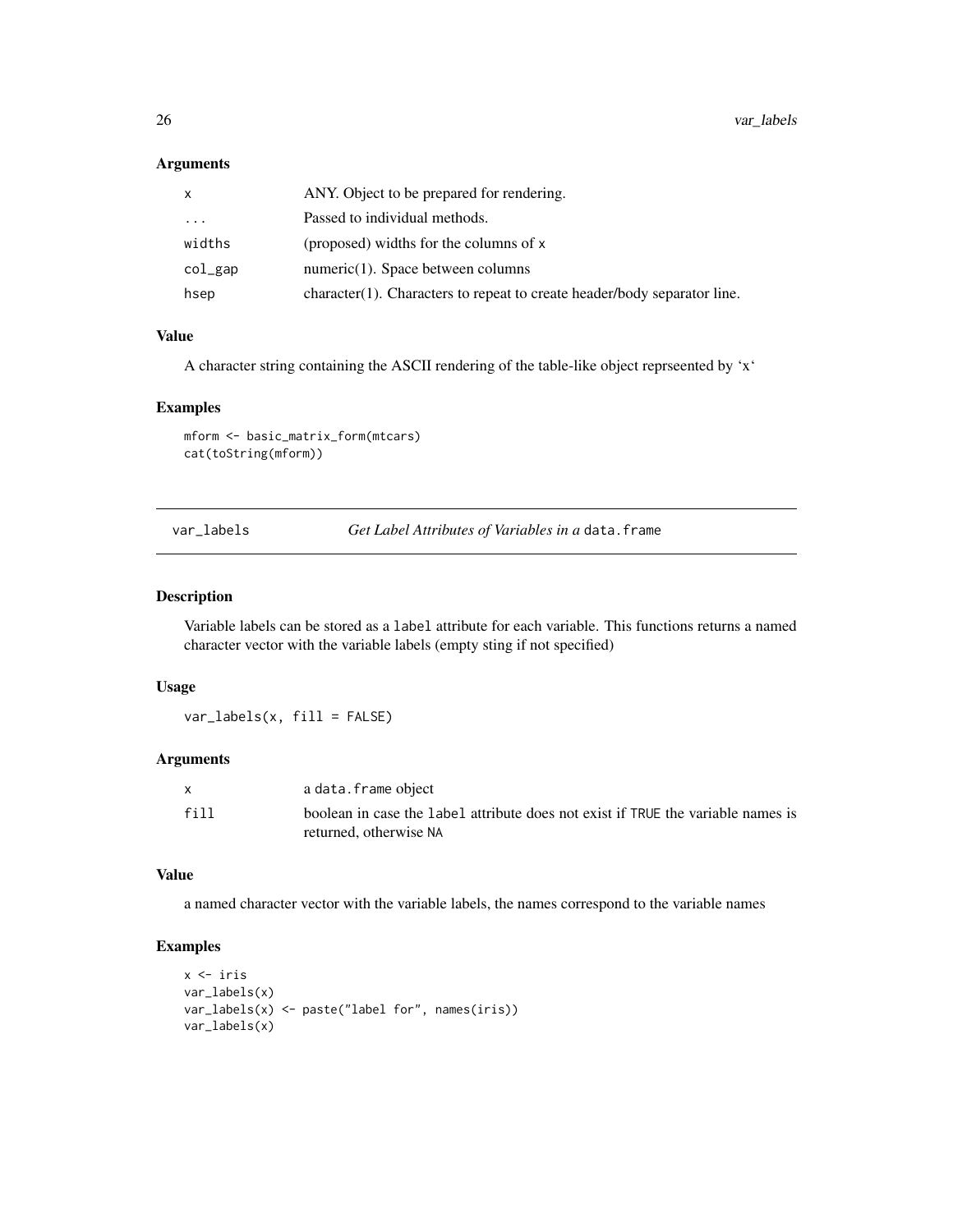### Arguments

| | |
|---|---|
| `x` | ANY. Object to be prepared for rendering. |
| `...` | Passed to individual methods. |
| `widths` | (proposed) widths for the columns of `x` |
| `col_gap` | numeric(1). Space between columns |
| `hsep` | character(1). Characters to repeat to create header/body separator line. |

### Value

A character string containing the ASCII rendering of the table-like object reprseented by 'x'

### Examples

```
mform <- basic_matrix_form(mtcars)
cat(toString(mform))
```

---

## var_labels — *Get Label Attributes of Variables in a* `data.frame`

### Description

Variable labels can be stored as a `label` attribute for each variable. This functions returns a named character vector with the variable labels (empty sting if not specified)

### Usage

```
var_labels(x, fill = FALSE)
```

### Arguments

| | |
|---|---|
| `x` | a `data.frame` object |
| `fill` | boolean in case the `label` attribute does not exist if `TRUE` the variable names is returned, otherwise `NA` |

### Value

a named character vector with the variable labels, the names correspond to the variable names

### Examples

```
x <- iris
var_labels(x)
var_labels(x) <- paste("label for", names(iris))
var_labels(x)
```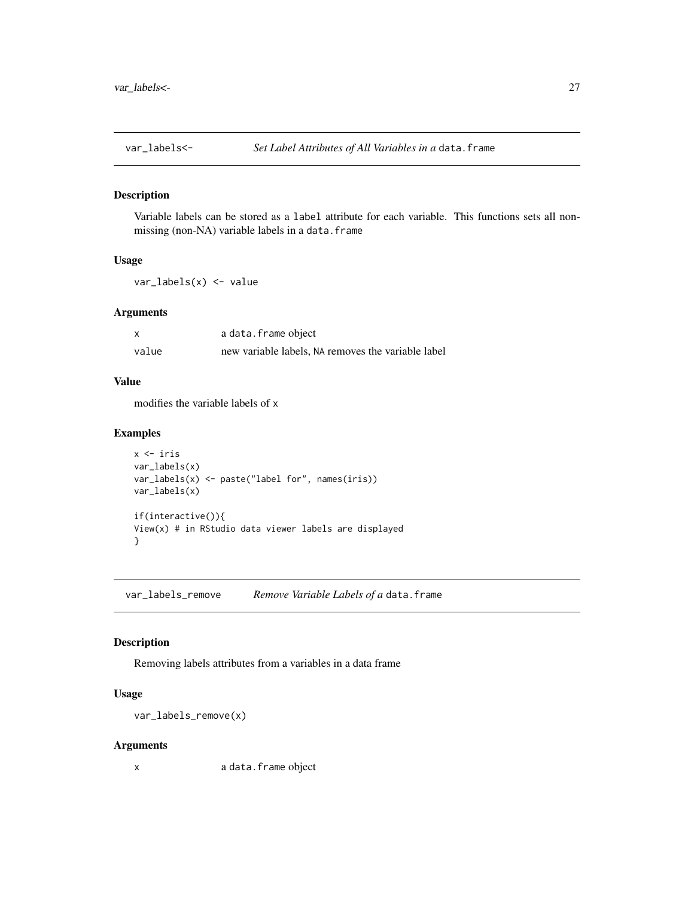## var_labels<- *Set Label Attributes of All Variables in a* data.frame

### Description

Variable labels can be stored as a label attribute for each variable. This functions sets all non-missing (non-NA) variable labels in a data.frame

### Usage

```
var_labels(x) <- value
```

### Arguments

| | |
|---|---|
| x | a data.frame object |
| value | new variable labels, NA removes the variable label |

### Value

modifies the variable labels of x

### Examples

```
x <- iris
var_labels(x)
var_labels(x) <- paste("label for", names(iris))
var_labels(x)

if(interactive()){
View(x) # in RStudio data viewer labels are displayed
}
```

## var_labels_remove *Remove Variable Labels of a* data.frame

### Description

Removing labels attributes from a variables in a data frame

### Usage

```
var_labels_remove(x)
```

### Arguments

| | |
|---|---|
| x | a data.frame object |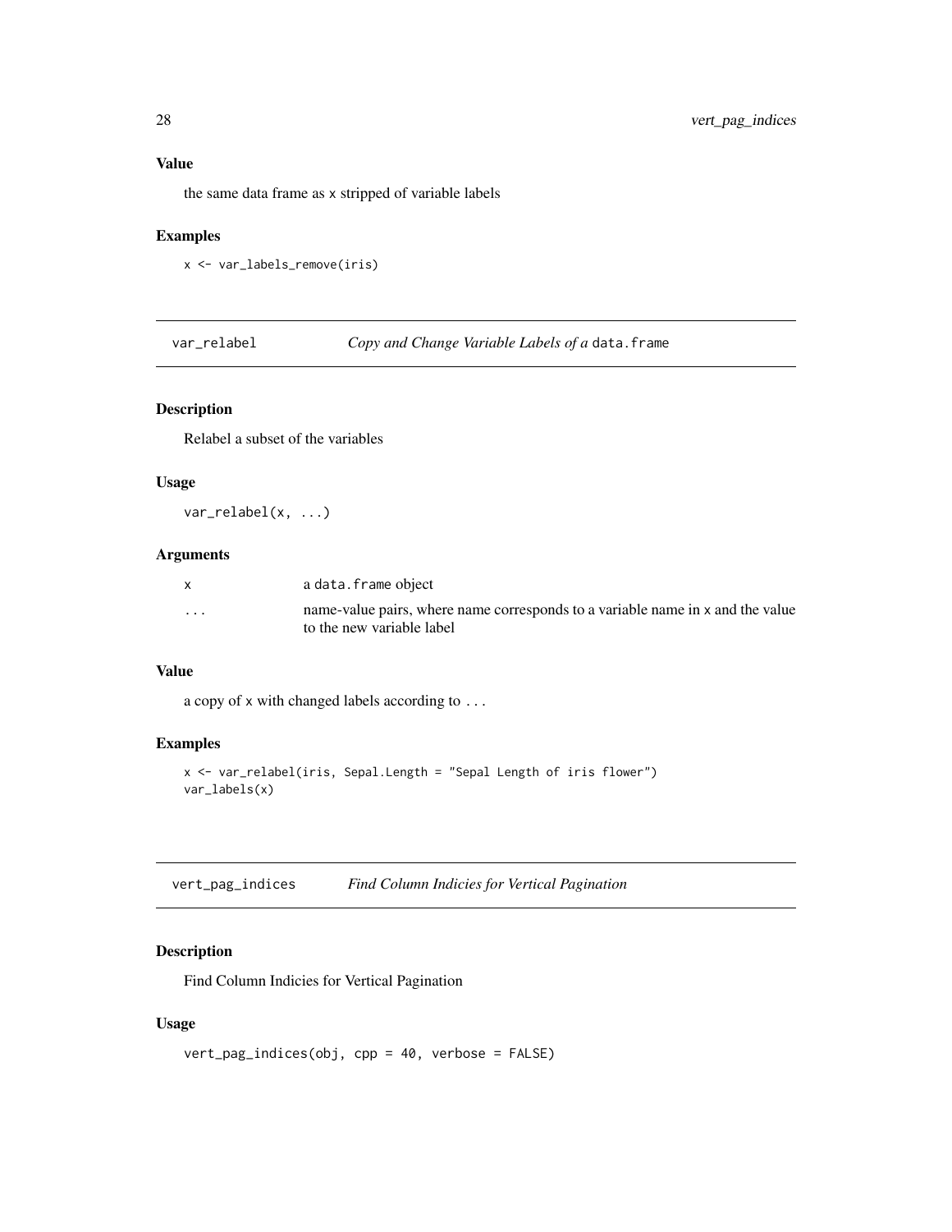## Value

the same data frame as x stripped of variable labels

## Examples

```
x <- var_labels_remove(iris)
```

# var_relabel    *Copy and Change Variable Labels of a* data.frame

## Description

Relabel a subset of the variables

## Usage

```
var_relabel(x, ...)
```

## Arguments

| | |
|---|---|
| x | a data.frame object |
| ... | name-value pairs, where name corresponds to a variable name in x and the value to the new variable label |

## Value

a copy of x with changed labels according to ...

## Examples

```
x <- var_relabel(iris, Sepal.Length = "Sepal Length of iris flower")
var_labels(x)
```

# vert_pag_indices    *Find Column Indicies for Vertical Pagination*

## Description

Find Column Indicies for Vertical Pagination

## Usage

```
vert_pag_indices(obj, cpp = 40, verbose = FALSE)
```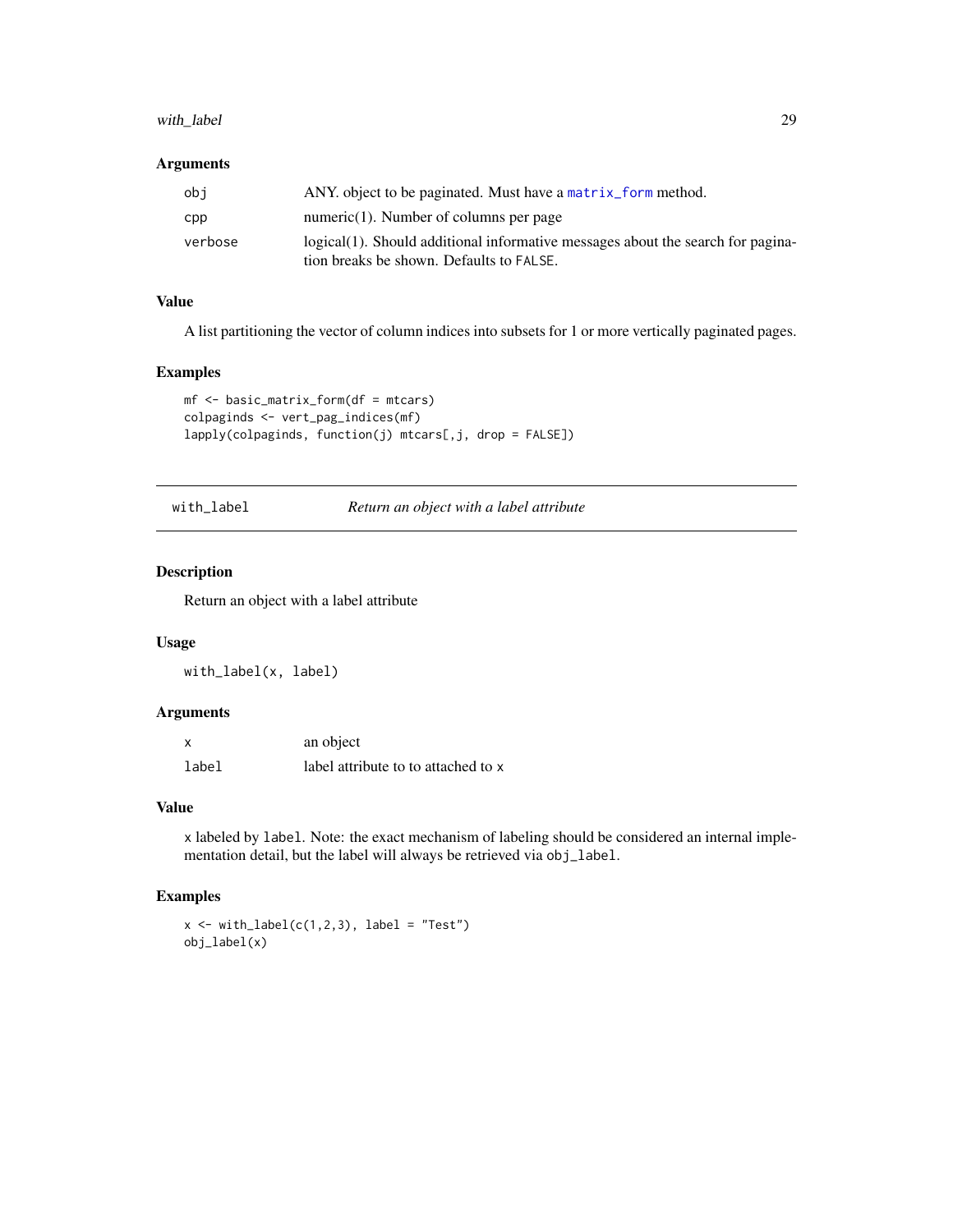### Arguments

| | |
|---|---|
| obj | ANY. object to be paginated. Must have a matrix_form method. |
| cpp | numeric(1). Number of columns per page |
| verbose | logical(1). Should additional informative messages about the search for pagination breaks be shown. Defaults to FALSE. |

### Value

A list partitioning the vector of column indices into subsets for 1 or more vertically paginated pages.

### Examples

```
mf <- basic_matrix_form(df = mtcars)
colpaginds <- vert_pag_indices(mf)
lapply(colpaginds, function(j) mtcars[,j, drop = FALSE])
```

---

## with_label — *Return an object with a label attribute*

### Description

Return an object with a label attribute

### Usage

```
with_label(x, label)
```

### Arguments

| | |
|---|---|
| x | an object |
| label | label attribute to to attached to x |

### Value

x labeled by label. Note: the exact mechanism of labeling should be considered an internal implementation detail, but the label will always be retrieved via obj_label.

### Examples

```
x <- with_label(c(1,2,3), label = "Test")
obj_label(x)
```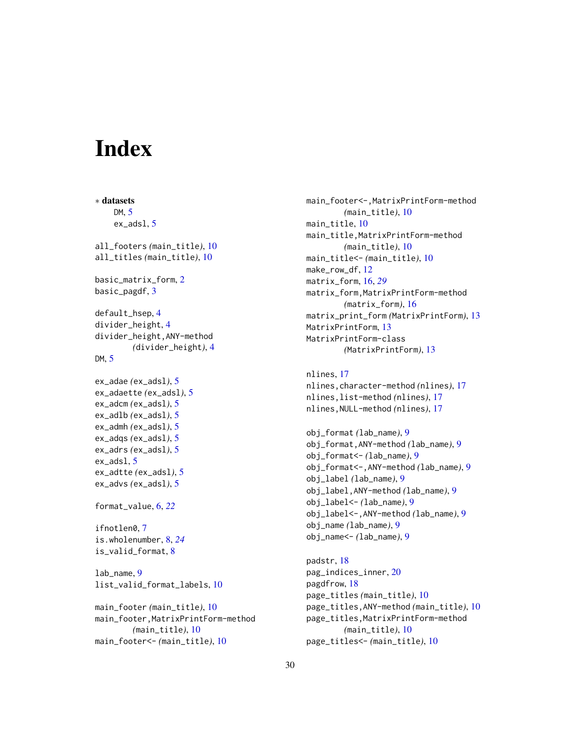# Index

∗ **datasets**
DM, 5
ex_adsl, 5

all_footers *(main_title)*, 10
all_titles *(main_title)*, 10

basic_matrix_form, 2
basic_pagdf, 3

default_hsep, 4
divider_height, 4
divider_height,ANY-method *(divider_height)*, 4
DM, 5

ex_adae *(ex_adsl)*, 5
ex_adaette *(ex_adsl)*, 5
ex_adcm *(ex_adsl)*, 5
ex_adlb *(ex_adsl)*, 5
ex_admh *(ex_adsl)*, 5
ex_adqs *(ex_adsl)*, 5
ex_adrs *(ex_adsl)*, 5
ex_adsl, 5
ex_adtte *(ex_adsl)*, 5
ex_advs *(ex_adsl)*, 5

format_value, 6, *22*

ifnotlen0, 7
is.wholenumber, 8, *24*
is_valid_format, 8

lab_name, 9
list_valid_format_labels, 10

main_footer *(main_title)*, 10
main_footer,MatrixPrintForm-method *(main_title)*, 10
main_footer<- *(main_title)*, 10
main_footer<-,MatrixPrintForm-method *(main_title)*, 10
main_title, 10
main_title,MatrixPrintForm-method *(main_title)*, 10
main_title<- *(main_title)*, 10
make_row_df, 12
matrix_form, 16, *29*
matrix_form,MatrixPrintForm-method *(matrix_form)*, 16
matrix_print_form *(MatrixPrintForm)*, 13
MatrixPrintForm, 13
MatrixPrintForm-class *(MatrixPrintForm)*, 13

nlines, 17
nlines,character-method *(nlines)*, 17
nlines,list-method *(nlines)*, 17
nlines,NULL-method *(nlines)*, 17

obj_format *(lab_name)*, 9
obj_format,ANY-method *(lab_name)*, 9
obj_format<- *(lab_name)*, 9
obj_format<-,ANY-method *(lab_name)*, 9
obj_label *(lab_name)*, 9
obj_label,ANY-method *(lab_name)*, 9
obj_label<- *(lab_name)*, 9
obj_label<-,ANY-method *(lab_name)*, 9
obj_name *(lab_name)*, 9
obj_name<- *(lab_name)*, 9

padstr, 18
pag_indices_inner, 20
pagdfrow, 18
page_titles *(main_title)*, 10
page_titles,ANY-method *(main_title)*, 10
page_titles,MatrixPrintForm-method *(main_title)*, 10
page_titles<- *(main_title)*, 10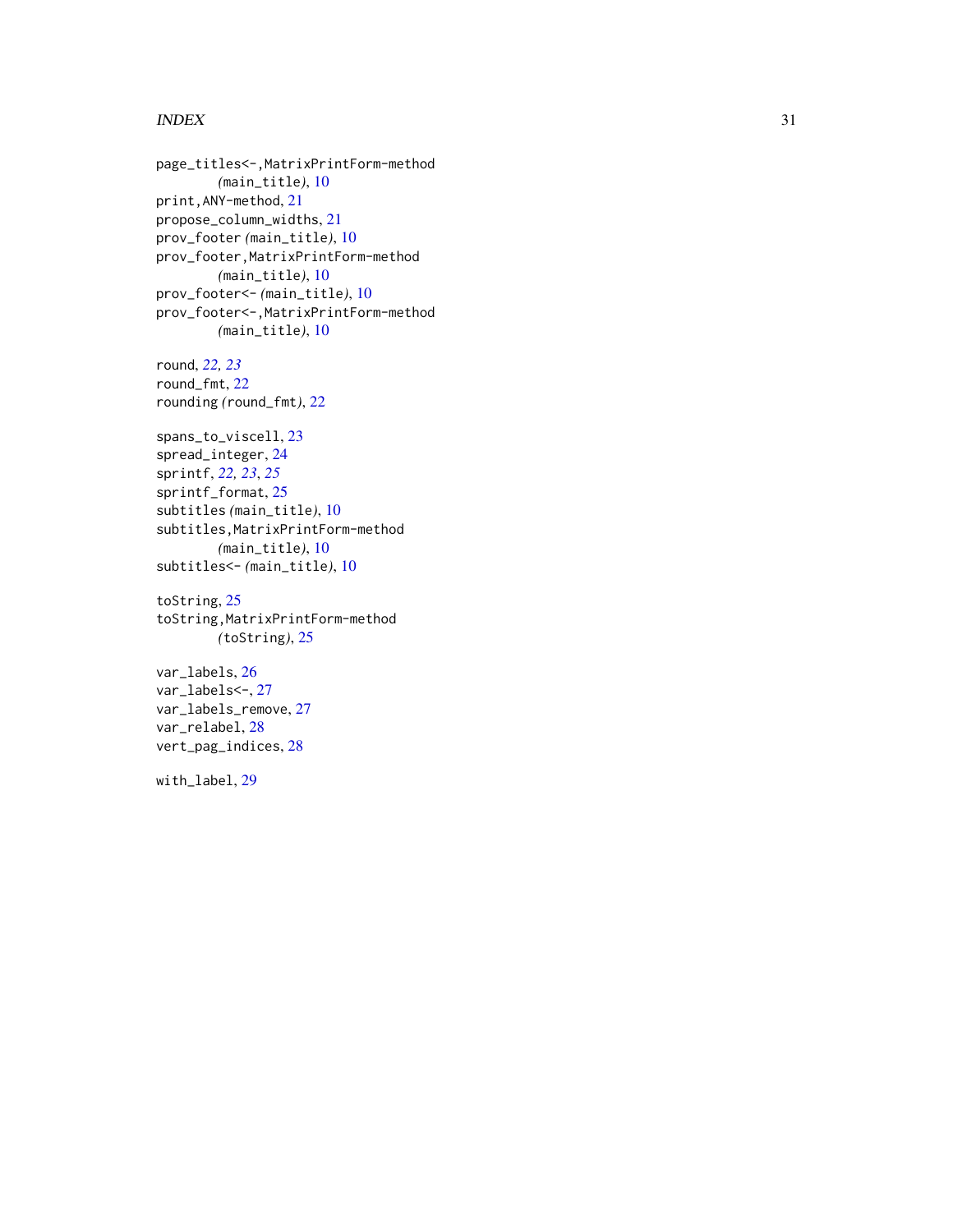page_titles<-,MatrixPrintForm-method
        *(*main_title*)*, 10
print,ANY-method, 21
propose_column_widths, 21
prov_footer *(*main_title*)*, 10
prov_footer,MatrixPrintForm-method
        *(*main_title*)*, 10
prov_footer<- *(*main_title*)*, 10
prov_footer<-,MatrixPrintForm-method
        *(*main_title*)*, 10

round, *22, 23*
round_fmt, 22
rounding *(*round_fmt*)*, 22

spans_to_viscell, 23
spread_integer, 24
sprintf, *22, 23*, *25*
sprintf_format, 25
subtitles *(*main_title*)*, 10
subtitles,MatrixPrintForm-method
        *(*main_title*)*, 10
subtitles<- *(*main_title*)*, 10

toString, 25
toString,MatrixPrintForm-method
        *(*toString*)*, 25

var_labels, 26
var_labels<-, 27
var_labels_remove, 27
var_relabel, 28
vert_pag_indices, 28

with_label, 29